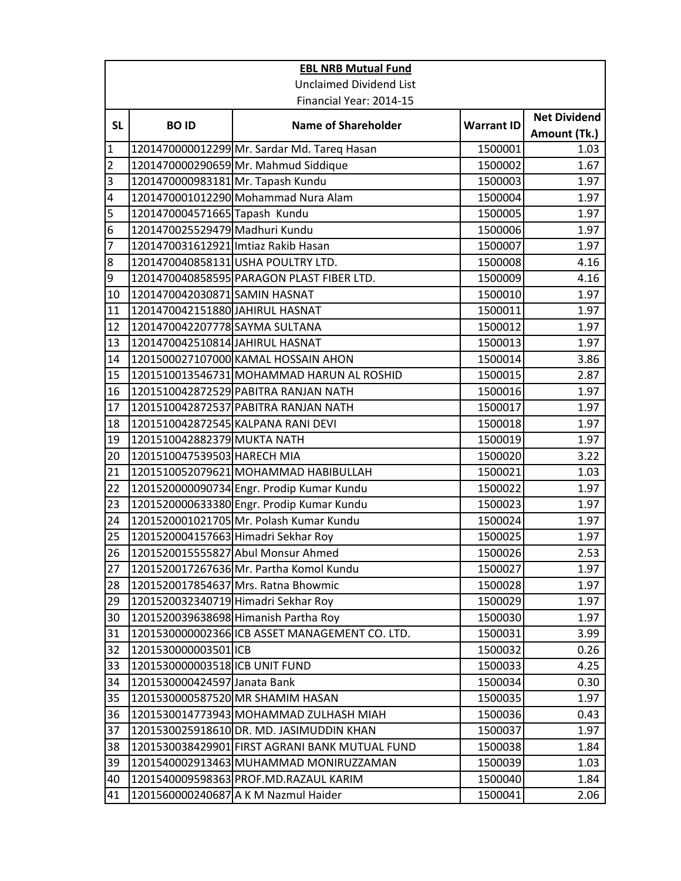**EBL NRB Mutual Fund**

Unclaimed Dividend List

Financial Year: 2014-15

| SL | BO ID | Name of Shareholder | Warrant ID | Net Dividend Amount (Tk.) |
|---|---|---|---|---|
| 1 | 1201470000012299 | Mr. Sardar Md. Tareq Hasan | 1500001 | 1.03 |
| 2 | 1201470000290659 | Mr. Mahmud Siddique | 1500002 | 1.67 |
| 3 | 1201470000983181 | Mr. Tapash Kundu | 1500003 | 1.97 |
| 4 | 1201470001012290 | Mohammad Nura Alam | 1500004 | 1.97 |
| 5 | 1201470004571665 | Tapash Kundu | 1500005 | 1.97 |
| 6 | 1201470025529479 | Madhuri Kundu | 1500006 | 1.97 |
| 7 | 1201470031612921 | Imtiaz Rakib Hasan | 1500007 | 1.97 |
| 8 | 1201470040858131 | USHA POULTRY LTD. | 1500008 | 4.16 |
| 9 | 1201470040858595 | PARAGON PLAST FIBER LTD. | 1500009 | 4.16 |
| 10 | 1201470042030871 | SAMIN HASNAT | 1500010 | 1.97 |
| 11 | 1201470042151880 | JAHIRUL HASNAT | 1500011 | 1.97 |
| 12 | 1201470042207778 | SAYMA SULTANA | 1500012 | 1.97 |
| 13 | 1201470042510814 | JAHIRUL HASNAT | 1500013 | 1.97 |
| 14 | 1201500027107000 | KAMAL HOSSAIN AHON | 1500014 | 3.86 |
| 15 | 1201510013546731 | MOHAMMAD HARUN AL ROSHID | 1500015 | 2.87 |
| 16 | 1201510042872529 | PABITRA RANJAN NATH | 1500016 | 1.97 |
| 17 | 1201510042872537 | PABITRA RANJAN NATH | 1500017 | 1.97 |
| 18 | 1201510042872545 | KALPANA RANI DEVI | 1500018 | 1.97 |
| 19 | 1201510042882379 | MUKTA NATH | 1500019 | 1.97 |
| 20 | 1201510047539503 | HARECH MIA | 1500020 | 3.22 |
| 21 | 1201510052079621 | MOHAMMAD HABIBULLAH | 1500021 | 1.03 |
| 22 | 1201520000090734 | Engr. Prodip Kumar Kundu | 1500022 | 1.97 |
| 23 | 1201520000633380 | Engr. Prodip Kumar Kundu | 1500023 | 1.97 |
| 24 | 1201520001021705 | Mr. Polash Kumar Kundu | 1500024 | 1.97 |
| 25 | 1201520004157663 | Himadri Sekhar Roy | 1500025 | 1.97 |
| 26 | 1201520015555827 | Abul Monsur Ahmed | 1500026 | 2.53 |
| 27 | 1201520017267636 | Mr. Partha Komol Kundu | 1500027 | 1.97 |
| 28 | 1201520017854637 | Mrs. Ratna Bhowmic | 1500028 | 1.97 |
| 29 | 1201520032340719 | Himadri Sekhar Roy | 1500029 | 1.97 |
| 30 | 1201520039638698 | Himanish Partha Roy | 1500030 | 1.97 |
| 31 | 1201530000002366 | ICB ASSET MANAGEMENT CO. LTD. | 1500031 | 3.99 |
| 32 | 1201530000003501 | ICB | 1500032 | 0.26 |
| 33 | 1201530000003518 | ICB UNIT FUND | 1500033 | 4.25 |
| 34 | 1201530000424597 | Janata Bank | 1500034 | 0.30 |
| 35 | 1201530000587520 | MR SHAMIM HASAN | 1500035 | 1.97 |
| 36 | 1201530014773943 | MOHAMMAD ZULHASH MIAH | 1500036 | 0.43 |
| 37 | 1201530025918610 | DR. MD. JASIMUDDIN KHAN | 1500037 | 1.97 |
| 38 | 1201530038429901 | FIRST AGRANI BANK MUTUAL FUND | 1500038 | 1.84 |
| 39 | 1201540002913463 | MUHAMMAD MONIRUZZAMAN | 1500039 | 1.03 |
| 40 | 1201540009598363 | PROF.MD.RAZAUL KARIM | 1500040 | 1.84 |
| 41 | 1201560000240687 | A K M Nazmul Haider | 1500041 | 2.06 |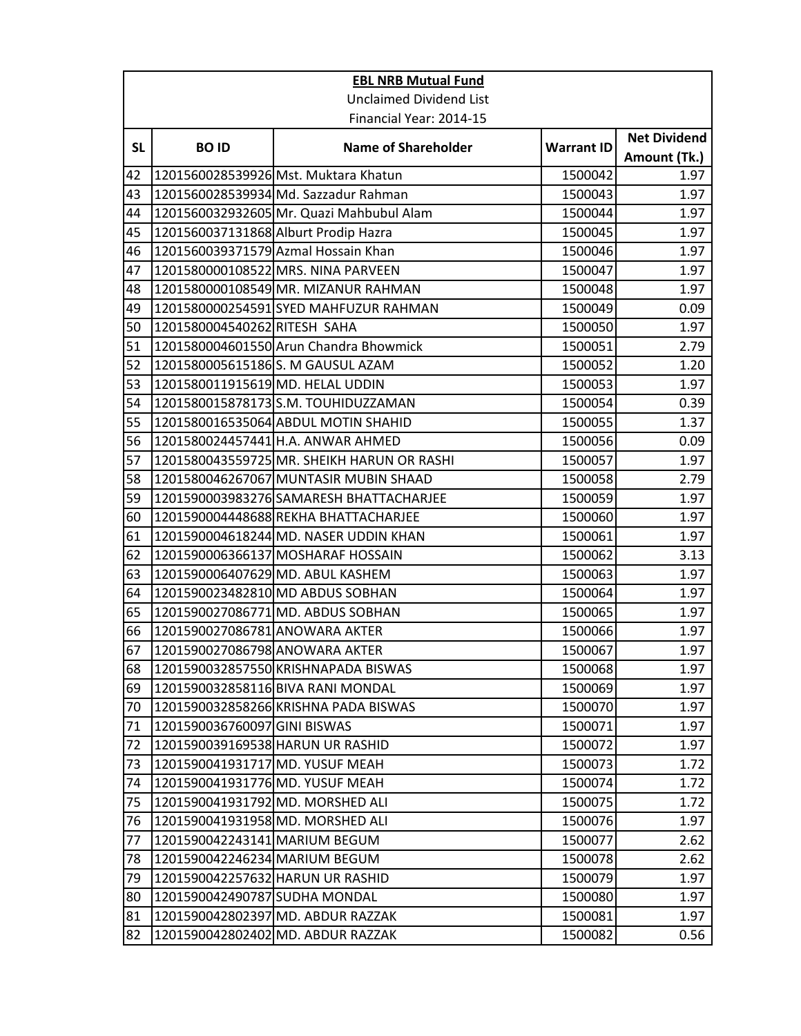| EBL NRB Mutual Fund | | | | |
|---|---|---|---|---|
| Unclaimed Dividend List | | | | |
| Financial Year: 2014-15 | | | | |
| **SL** | **BO ID** | **Name of Shareholder** | **Warrant ID** | **Net Dividend Amount (Tk.)** |
| 42 | 1201560028539926 | Mst. Muktara Khatun | 1500042 | 1.97 |
| 43 | 1201560028539934 | Md. Sazzadur Rahman | 1500043 | 1.97 |
| 44 | 1201560032932605 | Mr. Quazi Mahbubul Alam | 1500044 | 1.97 |
| 45 | 1201560037131868 | Alburt Prodip Hazra | 1500045 | 1.97 |
| 46 | 1201560039371579 | Azmal Hossain Khan | 1500046 | 1.97 |
| 47 | 1201580000108522 | MRS. NINA PARVEEN | 1500047 | 1.97 |
| 48 | 1201580000108549 | MR. MIZANUR RAHMAN | 1500048 | 1.97 |
| 49 | 1201580000254591 | SYED MAHFUZUR RAHMAN | 1500049 | 0.09 |
| 50 | 1201580004540262 | RITESH SAHA | 1500050 | 1.97 |
| 51 | 1201580004601550 | Arun Chandra Bhowmick | 1500051 | 2.79 |
| 52 | 1201580005615186 | S. M GAUSUL AZAM | 1500052 | 1.20 |
| 53 | 1201580011915619 | MD. HELAL UDDIN | 1500053 | 1.97 |
| 54 | 1201580015878173 | S.M. TOUHIDUZZAMAN | 1500054 | 0.39 |
| 55 | 1201580016535064 | ABDUL MOTIN SHAHID | 1500055 | 1.37 |
| 56 | 1201580024457441 | H.A. ANWAR AHMED | 1500056 | 0.09 |
| 57 | 1201580043559725 | MR. SHEIKH HARUN OR RASHI | 1500057 | 1.97 |
| 58 | 1201580046267067 | MUNTASIR MUBIN SHAAD | 1500058 | 2.79 |
| 59 | 1201590003983276 | SAMARESH BHATTACHARJEE | 1500059 | 1.97 |
| 60 | 1201590004448688 | REKHA BHATTACHARJEE | 1500060 | 1.97 |
| 61 | 1201590004618244 | MD. NASER UDDIN KHAN | 1500061 | 1.97 |
| 62 | 1201590006366137 | MOSHARAF HOSSAIN | 1500062 | 3.13 |
| 63 | 1201590006407629 | MD. ABUL KASHEM | 1500063 | 1.97 |
| 64 | 1201590023482810 | MD ABDUS SOBHAN | 1500064 | 1.97 |
| 65 | 1201590027086771 | MD. ABDUS SOBHAN | 1500065 | 1.97 |
| 66 | 1201590027086781 | ANOWARA AKTER | 1500066 | 1.97 |
| 67 | 1201590027086798 | ANOWARA AKTER | 1500067 | 1.97 |
| 68 | 1201590032857550 | KRISHNAPADA BISWAS | 1500068 | 1.97 |
| 69 | 1201590032858116 | BIVA RANI MONDAL | 1500069 | 1.97 |
| 70 | 1201590032858266 | KRISHNA PADA BISWAS | 1500070 | 1.97 |
| 71 | 1201590036760097 | GINI BISWAS | 1500071 | 1.97 |
| 72 | 1201590039169538 | HARUN UR RASHID | 1500072 | 1.97 |
| 73 | 1201590041931717 | MD. YUSUF MEAH | 1500073 | 1.72 |
| 74 | 1201590041931776 | MD. YUSUF MEAH | 1500074 | 1.72 |
| 75 | 1201590041931792 | MD. MORSHED ALI | 1500075 | 1.72 |
| 76 | 1201590041931958 | MD. MORSHED ALI | 1500076 | 1.97 |
| 77 | 1201590042243141 | MARIUM BEGUM | 1500077 | 2.62 |
| 78 | 1201590042246234 | MARIUM BEGUM | 1500078 | 2.62 |
| 79 | 1201590042257632 | HARUN UR RASHID | 1500079 | 1.97 |
| 80 | 1201590042490787 | SUDHA MONDAL | 1500080 | 1.97 |
| 81 | 1201590042802397 | MD. ABDUR RAZZAK | 1500081 | 1.97 |
| 82 | 1201590042802402 | MD. ABDUR RAZZAK | 1500082 | 0.56 |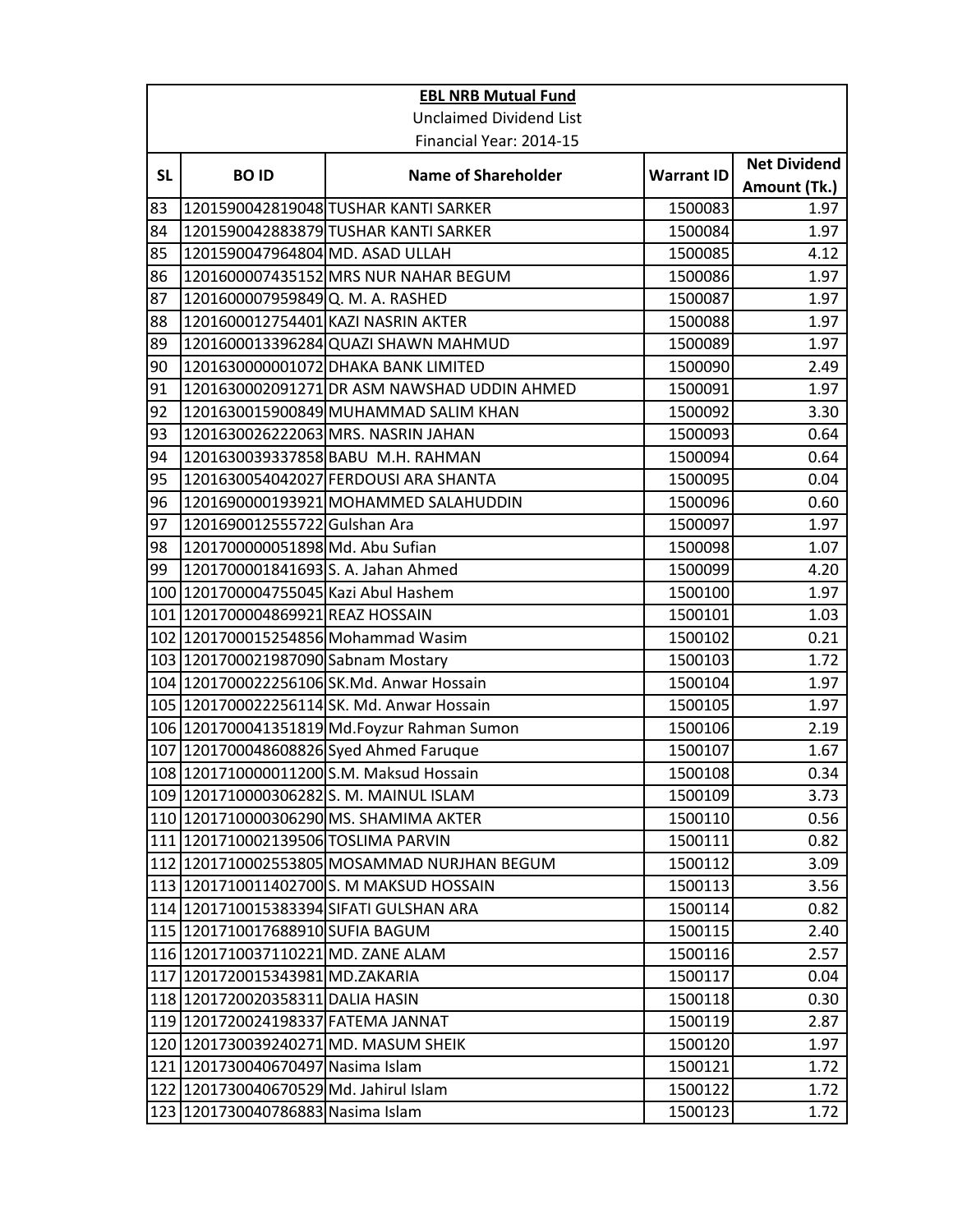**EBL NRB Mutual Fund**

Unclaimed Dividend List

Financial Year: 2014-15

| SL | BO ID | Name of Shareholder | Warrant ID | Net Dividend Amount (Tk.) |
|---|---|---|---|---|
| 83 | 1201590042819048 | TUSHAR KANTI SARKER | 1500083 | 1.97 |
| 84 | 1201590042883879 | TUSHAR KANTI SARKER | 1500084 | 1.97 |
| 85 | 1201590047964804 | MD. ASAD ULLAH | 1500085 | 4.12 |
| 86 | 1201600007435152 | MRS NUR NAHAR BEGUM | 1500086 | 1.97 |
| 87 | 1201600007959849 | Q. M. A. RASHED | 1500087 | 1.97 |
| 88 | 1201600012754401 | KAZI NASRIN AKTER | 1500088 | 1.97 |
| 89 | 1201600013396284 | QUAZI SHAWN MAHMUD | 1500089 | 1.97 |
| 90 | 1201630000001072 | DHAKA BANK LIMITED | 1500090 | 2.49 |
| 91 | 1201630002091271 | DR ASM NAWSHAD UDDIN AHMED | 1500091 | 1.97 |
| 92 | 1201630015900849 | MUHAMMAD SALIM KHAN | 1500092 | 3.30 |
| 93 | 1201630026222063 | MRS. NASRIN JAHAN | 1500093 | 0.64 |
| 94 | 1201630039337858 | BABU M.H. RAHMAN | 1500094 | 0.64 |
| 95 | 1201630054042027 | FERDOUSI ARA SHANTA | 1500095 | 0.04 |
| 96 | 1201690000193921 | MOHAMMED SALAHUDDIN | 1500096 | 0.60 |
| 97 | 1201690012555722 | Gulshan Ara | 1500097 | 1.97 |
| 98 | 1201700000051898 | Md. Abu Sufian | 1500098 | 1.07 |
| 99 | 1201700001841693 | S. A. Jahan Ahmed | 1500099 | 4.20 |
| 100 | 1201700004755045 | Kazi Abul Hashem | 1500100 | 1.97 |
| 101 | 1201700004869921 | REAZ HOSSAIN | 1500101 | 1.03 |
| 102 | 1201700015254856 | Mohammad Wasim | 1500102 | 0.21 |
| 103 | 1201700021987090 | Sabnam Mostary | 1500103 | 1.72 |
| 104 | 1201700022256106 | SK.Md. Anwar Hossain | 1500104 | 1.97 |
| 105 | 1201700022256114 | SK. Md. Anwar Hossain | 1500105 | 1.97 |
| 106 | 1201700041351819 | Md.Foyzur Rahman Sumon | 1500106 | 2.19 |
| 107 | 1201700048608826 | Syed Ahmed Faruque | 1500107 | 1.67 |
| 108 | 1201710000011200 | S.M. Maksud Hossain | 1500108 | 0.34 |
| 109 | 1201710000306282 | S. M. MAINUL ISLAM | 1500109 | 3.73 |
| 110 | 1201710000306290 | MS. SHAMIMA AKTER | 1500110 | 0.56 |
| 111 | 1201710002139506 | TOSLIMA PARVIN | 1500111 | 0.82 |
| 112 | 1201710002553805 | MOSAMMAD NURJHAN BEGUM | 1500112 | 3.09 |
| 113 | 1201710011402700 | S. M MAKSUD HOSSAIN | 1500113 | 3.56 |
| 114 | 1201710015383394 | SIFATI GULSHAN ARA | 1500114 | 0.82 |
| 115 | 1201710017688910 | SUFIA BAGUM | 1500115 | 2.40 |
| 116 | 1201710037110221 | MD. ZANE ALAM | 1500116 | 2.57 |
| 117 | 1201720015343981 | MD.ZAKARIA | 1500117 | 0.04 |
| 118 | 1201720020358311 | DALIA HASIN | 1500118 | 0.30 |
| 119 | 1201720024198337 | FATEMA JANNAT | 1500119 | 2.87 |
| 120 | 1201730039240271 | MD. MASUM SHEIK | 1500120 | 1.97 |
| 121 | 1201730040670497 | Nasima Islam | 1500121 | 1.72 |
| 122 | 1201730040670529 | Md. Jahirul Islam | 1500122 | 1.72 |
| 123 | 1201730040786883 | Nasima Islam | 1500123 | 1.72 |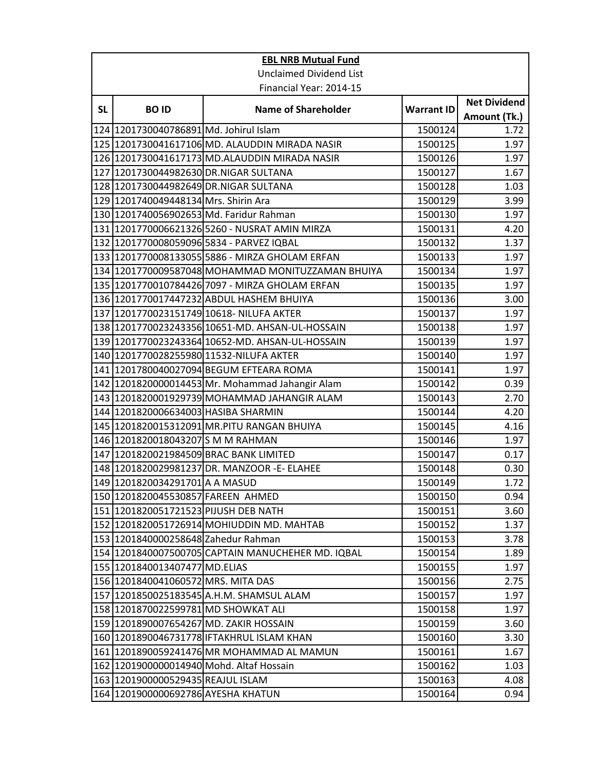| EBL NRB Mutual Fund | | | | |
|---|---|---|---|---|
| Unclaimed Dividend List | | | | |
| Financial Year: 2014-15 | | | | |
| **SL** | **BO ID** | **Name of Shareholder** | **Warrant ID** | **Net Dividend Amount (Tk.)** |
| 124 | 1201730040786891 | Md. Johirul Islam | 1500124 | 1.72 |
| 125 | 1201730041617106 | MD. ALAUDDIN MIRADA NASIR | 1500125 | 1.97 |
| 126 | 1201730041617173 | MD.ALAUDDIN MIRADA NASIR | 1500126 | 1.97 |
| 127 | 1201730044982630 | DR.NIGAR SULTANA | 1500127 | 1.67 |
| 128 | 1201730044982649 | DR.NIGAR SULTANA | 1500128 | 1.03 |
| 129 | 1201740049448134 | Mrs. Shirin Ara | 1500129 | 3.99 |
| 130 | 1201740056902653 | Md. Faridur Rahman | 1500130 | 1.97 |
| 131 | 1201770006621326 | 5260 - NUSRAT AMIN MIRZA | 1500131 | 4.20 |
| 132 | 1201770008059096 | 5834 - PARVEZ IQBAL | 1500132 | 1.37 |
| 133 | 1201770008133055 | 5886 - MIRZA GHOLAM ERFAN | 1500133 | 1.97 |
| 134 | 1201770009587048 | MOHAMMAD MONITUZZAMAN BHUIYA | 1500134 | 1.97 |
| 135 | 1201770010784426 | 7097 - MIRZA GHOLAM ERFAN | 1500135 | 1.97 |
| 136 | 1201770017447232 | ABDUL HASHEM BHUIYA | 1500136 | 3.00 |
| 137 | 1201770023151749 | 10618- NILUFA AKTER | 1500137 | 1.97 |
| 138 | 1201770023243356 | 10651-MD. AHSAN-UL-HOSSAIN | 1500138 | 1.97 |
| 139 | 1201770023243364 | 10652-MD. AHSAN-UL-HOSSAIN | 1500139 | 1.97 |
| 140 | 1201770028255980 | 11532-NILUFA AKTER | 1500140 | 1.97 |
| 141 | 1201780040027094 | BEGUM EFTEARA ROMA | 1500141 | 1.97 |
| 142 | 1201820000014453 | Mr. Mohammad Jahangir Alam | 1500142 | 0.39 |
| 143 | 1201820001929739 | MOHAMMAD JAHANGIR ALAM | 1500143 | 2.70 |
| 144 | 1201820006634003 | HASIBA SHARMIN | 1500144 | 4.20 |
| 145 | 1201820015312091 | MR.PITU RANGAN BHUIYA | 1500145 | 4.16 |
| 146 | 1201820018043207 | S M M RAHMAN | 1500146 | 1.97 |
| 147 | 1201820021984509 | BRAC BANK LIMITED | 1500147 | 0.17 |
| 148 | 1201820029981237 | DR. MANZOOR -E- ELAHEE | 1500148 | 0.30 |
| 149 | 1201820034291701 | A A MASUD | 1500149 | 1.72 |
| 150 | 1201820045530857 | FAREEN AHMED | 1500150 | 0.94 |
| 151 | 1201820051721523 | PIJUSH DEB NATH | 1500151 | 3.60 |
| 152 | 1201820051726914 | MOHIUDDIN MD. MAHTAB | 1500152 | 1.37 |
| 153 | 1201840000258648 | Zahedur Rahman | 1500153 | 3.78 |
| 154 | 1201840007500705 | CAPTAIN MANUCHEHER MD. IQBAL | 1500154 | 1.89 |
| 155 | 1201840013407477 | MD.ELIAS | 1500155 | 1.97 |
| 156 | 1201840041060572 | MRS. MITA DAS | 1500156 | 2.75 |
| 157 | 1201850025183545 | A.H.M. SHAMSUL ALAM | 1500157 | 1.97 |
| 158 | 1201870022599781 | MD SHOWKAT ALI | 1500158 | 1.97 |
| 159 | 1201890007654267 | MD. ZAKIR HOSSAIN | 1500159 | 3.60 |
| 160 | 1201890046731778 | IFTAKHRUL ISLAM KHAN | 1500160 | 3.30 |
| 161 | 1201890059241476 | MR MOHAMMAD AL MAMUN | 1500161 | 1.67 |
| 162 | 1201900000014940 | Mohd. Altaf Hossain | 1500162 | 1.03 |
| 163 | 1201900000529435 | REAJUL ISLAM | 1500163 | 4.08 |
| 164 | 1201900000692786 | AYESHA KHATUN | 1500164 | 0.94 |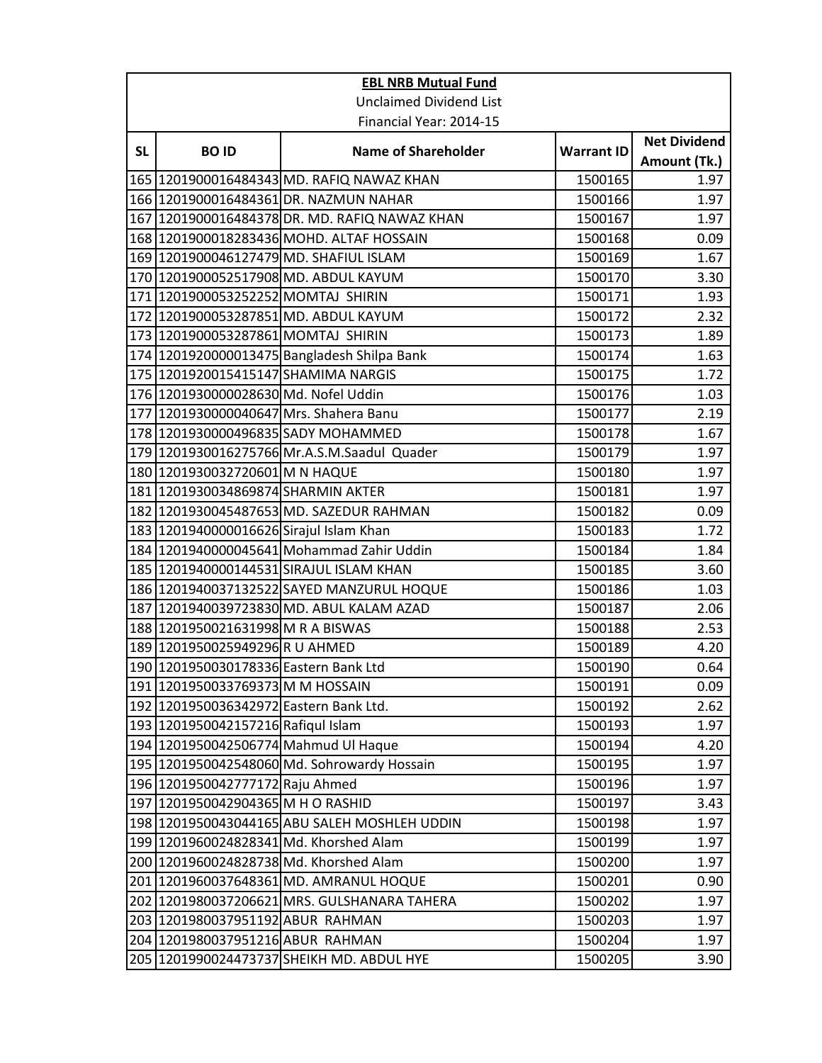| EBL NRB Mutual Fund | | | | |
|---|---|---|---|---|
| Unclaimed Dividend List | | | | |
| Financial Year: 2014-15 | | | | |
| SL | BO ID | Name of Shareholder | Warrant ID | Net Dividend Amount (Tk.) |
| 165 | 1201900016484343 | MD. RAFIQ NAWAZ KHAN | 1500165 | 1.97 |
| 166 | 1201900016484361 | DR. NAZMUN NAHAR | 1500166 | 1.97 |
| 167 | 1201900016484378 | DR. MD. RAFIQ NAWAZ KHAN | 1500167 | 1.97 |
| 168 | 1201900018283436 | MOHD. ALTAF HOSSAIN | 1500168 | 0.09 |
| 169 | 1201900046127479 | MD. SHAFIUL ISLAM | 1500169 | 1.67 |
| 170 | 1201900052517908 | MD. ABDUL KAYUM | 1500170 | 3.30 |
| 171 | 1201900053252252 | MOMTAJ SHIRIN | 1500171 | 1.93 |
| 172 | 1201900053287851 | MD. ABDUL KAYUM | 1500172 | 2.32 |
| 173 | 1201900053287861 | MOMTAJ SHIRIN | 1500173 | 1.89 |
| 174 | 1201920000013475 | Bangladesh Shilpa Bank | 1500174 | 1.63 |
| 175 | 1201920015415147 | SHAMIMA NARGIS | 1500175 | 1.72 |
| 176 | 1201930000028630 | Md. Nofel Uddin | 1500176 | 1.03 |
| 177 | 1201930000040647 | Mrs. Shahera Banu | 1500177 | 2.19 |
| 178 | 1201930000496835 | SADY MOHAMMED | 1500178 | 1.67 |
| 179 | 1201930016275766 | Mr.A.S.M.Saadul Quader | 1500179 | 1.97 |
| 180 | 1201930032720601 | M N HAQUE | 1500180 | 1.97 |
| 181 | 1201930034869874 | SHARMIN AKTER | 1500181 | 1.97 |
| 182 | 1201930045487653 | MD. SAZEDUR RAHMAN | 1500182 | 0.09 |
| 183 | 1201940000016626 | Sirajul Islam Khan | 1500183 | 1.72 |
| 184 | 1201940000045641 | Mohammad Zahir Uddin | 1500184 | 1.84 |
| 185 | 1201940000144531 | SIRAJUL ISLAM KHAN | 1500185 | 3.60 |
| 186 | 1201940037132522 | SAYED MANZURUL HOQUE | 1500186 | 1.03 |
| 187 | 1201940039723830 | MD. ABUL KALAM AZAD | 1500187 | 2.06 |
| 188 | 1201950021631998 | M R A BISWAS | 1500188 | 2.53 |
| 189 | 1201950025949296 | R U AHMED | 1500189 | 4.20 |
| 190 | 1201950030178336 | Eastern Bank Ltd | 1500190 | 0.64 |
| 191 | 1201950033769373 | M M HOSSAIN | 1500191 | 0.09 |
| 192 | 1201950036342972 | Eastern Bank Ltd. | 1500192 | 2.62 |
| 193 | 1201950042157216 | Rafiqul Islam | 1500193 | 1.97 |
| 194 | 1201950042506774 | Mahmud Ul Haque | 1500194 | 4.20 |
| 195 | 1201950042548060 | Md. Sohrowardy Hossain | 1500195 | 1.97 |
| 196 | 1201950042777172 | Raju Ahmed | 1500196 | 1.97 |
| 197 | 1201950042904365 | M H O RASHID | 1500197 | 3.43 |
| 198 | 1201950043044165 | ABU SALEH MOSHLEH UDDIN | 1500198 | 1.97 |
| 199 | 1201960024828341 | Md. Khorshed Alam | 1500199 | 1.97 |
| 200 | 1201960024828738 | Md. Khorshed Alam | 1500200 | 1.97 |
| 201 | 1201960037648361 | MD. AMRANUL HOQUE | 1500201 | 0.90 |
| 202 | 1201980037206621 | MRS. GULSHANARA TAHERA | 1500202 | 1.97 |
| 203 | 1201980037951192 | ABUR RAHMAN | 1500203 | 1.97 |
| 204 | 1201980037951216 | ABUR RAHMAN | 1500204 | 1.97 |
| 205 | 1201990024473737 | SHEIKH MD. ABDUL HYE | 1500205 | 3.90 |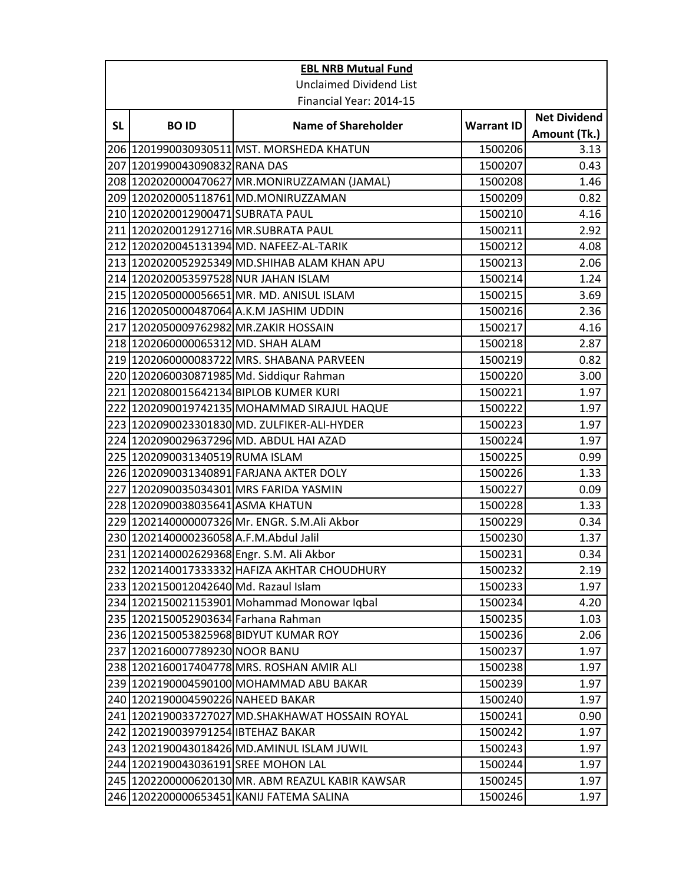| **EBL NRB Mutual Fund** | | | | |
|---|---|---|---|---|
| Unclaimed Dividend List | | | | |
| Financial Year: 2014-15 | | | | |
| **SL** | **BO ID** | **Name of Shareholder** | **Warrant ID** | **Net Dividend Amount (Tk.)** |
| 206 | 1201990030930511 | MST. MORSHEDA KHATUN | 1500206 | 3.13 |
| 207 | 1201990043090832 | RANA DAS | 1500207 | 0.43 |
| 208 | 1202020000470627 | MR.MONIRUZZAMAN (JAMAL) | 1500208 | 1.46 |
| 209 | 1202020005118761 | MD.MONIRUZZAMAN | 1500209 | 0.82 |
| 210 | 1202020012900471 | SUBRATA PAUL | 1500210 | 4.16 |
| 211 | 1202020012912716 | MR.SUBRATA PAUL | 1500211 | 2.92 |
| 212 | 1202020045131394 | MD. NAFEEZ-AL-TARIK | 1500212 | 4.08 |
| 213 | 1202020052925349 | MD.SHIHAB ALAM KHAN APU | 1500213 | 2.06 |
| 214 | 1202020053597528 | NUR JAHAN ISLAM | 1500214 | 1.24 |
| 215 | 1202050000056651 | MR. MD. ANISUL ISLAM | 1500215 | 3.69 |
| 216 | 1202050000487064 | A.K.M JASHIM UDDIN | 1500216 | 2.36 |
| 217 | 1202050009762982 | MR.ZAKIR HOSSAIN | 1500217 | 4.16 |
| 218 | 1202060000065312 | MD. SHAH ALAM | 1500218 | 2.87 |
| 219 | 1202060000083722 | MRS. SHABANA PARVEEN | 1500219 | 0.82 |
| 220 | 1202060030871985 | Md. Siddiqur Rahman | 1500220 | 3.00 |
| 221 | 1202080015642134 | BIPLOB KUMER KURI | 1500221 | 1.97 |
| 222 | 1202090019742135 | MOHAMMAD SIRAJUL HAQUE | 1500222 | 1.97 |
| 223 | 1202090023301830 | MD. ZULFIKER-ALI-HYDER | 1500223 | 1.97 |
| 224 | 1202090029637296 | MD. ABDUL HAI AZAD | 1500224 | 1.97 |
| 225 | 1202090031340519 | RUMA ISLAM | 1500225 | 0.99 |
| 226 | 1202090031340891 | FARJANA AKTER DOLY | 1500226 | 1.33 |
| 227 | 1202090035034301 | MRS FARIDA YASMIN | 1500227 | 0.09 |
| 228 | 1202090038035641 | ASMA KHATUN | 1500228 | 1.33 |
| 229 | 1202140000007326 | Mr. ENGR. S.M.Ali Akbor | 1500229 | 0.34 |
| 230 | 1202140000236058 | A.F.M.Abdul Jalil | 1500230 | 1.37 |
| 231 | 1202140002629368 | Engr. S.M. Ali Akbor | 1500231 | 0.34 |
| 232 | 1202140017333332 | HAFIZA AKHTAR CHOUDHURY | 1500232 | 2.19 |
| 233 | 1202150012042640 | Md. Razaul Islam | 1500233 | 1.97 |
| 234 | 1202150021153901 | Mohammad Monowar Iqbal | 1500234 | 4.20 |
| 235 | 1202150052903634 | Farhana Rahman | 1500235 | 1.03 |
| 236 | 1202150053825968 | BIDYUT KUMAR ROY | 1500236 | 2.06 |
| 237 | 1202160007789230 | NOOR BANU | 1500237 | 1.97 |
| 238 | 1202160017404778 | MRS. ROSHAN AMIR ALI | 1500238 | 1.97 |
| 239 | 1202190004590100 | MOHAMMAD ABU BAKAR | 1500239 | 1.97 |
| 240 | 1202190004590226 | NAHEED BAKAR | 1500240 | 1.97 |
| 241 | 1202190033727027 | MD.SHAKHAWAT HOSSAIN ROYAL | 1500241 | 0.90 |
| 242 | 1202190039791254 | IBTEHAZ BAKAR | 1500242 | 1.97 |
| 243 | 1202190043018426 | MD.AMINUL ISLAM JUWIL | 1500243 | 1.97 |
| 244 | 1202190043036191 | SREE MOHON LAL | 1500244 | 1.97 |
| 245 | 1202200000620130 | MR. ABM REAZUL KABIR KAWSAR | 1500245 | 1.97 |
| 246 | 1202200000653451 | KANIJ FATEMA SALINA | 1500246 | 1.97 |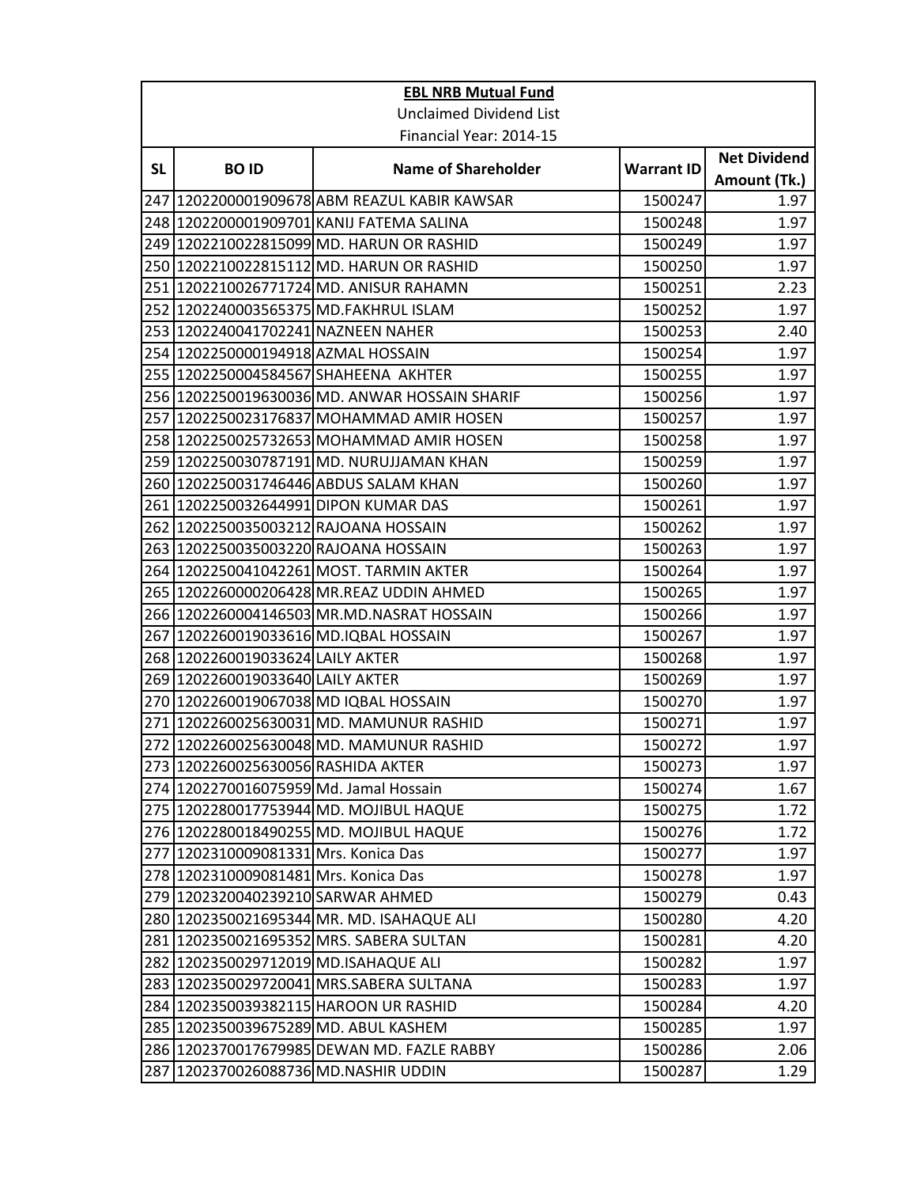| EBL NRB Mutual Fund | | | | |
|---|---|---|---|---|
| Unclaimed Dividend List | | | | |
| Financial Year: 2014-15 | | | | |
| SL | BO ID | Name of Shareholder | Warrant ID | Net Dividend Amount (Tk.) |
| 247 | 1202200001909678 | ABM REAZUL KABIR KAWSAR | 1500247 | 1.97 |
| 248 | 1202200001909701 | KANIJ FATEMA SALINA | 1500248 | 1.97 |
| 249 | 1202210022815099 | MD. HARUN OR RASHID | 1500249 | 1.97 |
| 250 | 1202210022815112 | MD. HARUN OR RASHID | 1500250 | 1.97 |
| 251 | 1202210026771724 | MD. ANISUR RAHAMN | 1500251 | 2.23 |
| 252 | 1202240003565375 | MD.FAKHRUL ISLAM | 1500252 | 1.97 |
| 253 | 1202240041702241 | NAZNEEN NAHER | 1500253 | 2.40 |
| 254 | 1202250000194918 | AZMAL HOSSAIN | 1500254 | 1.97 |
| 255 | 1202250004584567 | SHAHEENA AKHTER | 1500255 | 1.97 |
| 256 | 1202250019630036 | MD. ANWAR HOSSAIN SHARIF | 1500256 | 1.97 |
| 257 | 1202250023176837 | MOHAMMAD AMIR HOSEN | 1500257 | 1.97 |
| 258 | 1202250025732653 | MOHAMMAD AMIR HOSEN | 1500258 | 1.97 |
| 259 | 1202250030787191 | MD. NURUJJAMAN KHAN | 1500259 | 1.97 |
| 260 | 1202250031746446 | ABDUS SALAM KHAN | 1500260 | 1.97 |
| 261 | 1202250032644991 | DIPON KUMAR DAS | 1500261 | 1.97 |
| 262 | 1202250035003212 | RAJOANA HOSSAIN | 1500262 | 1.97 |
| 263 | 1202250035003220 | RAJOANA HOSSAIN | 1500263 | 1.97 |
| 264 | 1202250041042261 | MOST. TARMIN AKTER | 1500264 | 1.97 |
| 265 | 1202260000206428 | MR.REAZ UDDIN AHMED | 1500265 | 1.97 |
| 266 | 1202260004146503 | MR.MD.NASRAT HOSSAIN | 1500266 | 1.97 |
| 267 | 1202260019033616 | MD.IQBAL HOSSAIN | 1500267 | 1.97 |
| 268 | 1202260019033624 | LAILY AKTER | 1500268 | 1.97 |
| 269 | 1202260019033640 | LAILY AKTER | 1500269 | 1.97 |
| 270 | 1202260019067038 | MD IQBAL HOSSAIN | 1500270 | 1.97 |
| 271 | 1202260025630031 | MD. MAMUNUR RASHID | 1500271 | 1.97 |
| 272 | 1202260025630048 | MD. MAMUNUR RASHID | 1500272 | 1.97 |
| 273 | 1202260025630056 | RASHIDA AKTER | 1500273 | 1.97 |
| 274 | 1202270016075959 | Md. Jamal Hossain | 1500274 | 1.67 |
| 275 | 1202280017753944 | MD. MOJIBUL HAQUE | 1500275 | 1.72 |
| 276 | 1202280018490255 | MD. MOJIBUL HAQUE | 1500276 | 1.72 |
| 277 | 1202310009081331 | Mrs. Konica Das | 1500277 | 1.97 |
| 278 | 1202310009081481 | Mrs. Konica Das | 1500278 | 1.97 |
| 279 | 1202320040239210 | SARWAR AHMED | 1500279 | 0.43 |
| 280 | 1202350021695344 | MR. MD. ISAHAQUE ALI | 1500280 | 4.20 |
| 281 | 1202350021695352 | MRS. SABERA SULTAN | 1500281 | 4.20 |
| 282 | 1202350029712019 | MD.ISAHAQUE ALI | 1500282 | 1.97 |
| 283 | 1202350029720041 | MRS.SABERA SULTANA | 1500283 | 1.97 |
| 284 | 1202350039382115 | HAROON UR RASHID | 1500284 | 4.20 |
| 285 | 1202350039675289 | MD. ABUL KASHEM | 1500285 | 1.97 |
| 286 | 1202370017679985 | DEWAN MD. FAZLE RABBY | 1500286 | 2.06 |
| 287 | 1202370026088736 | MD.NASHIR UDDIN | 1500287 | 1.29 |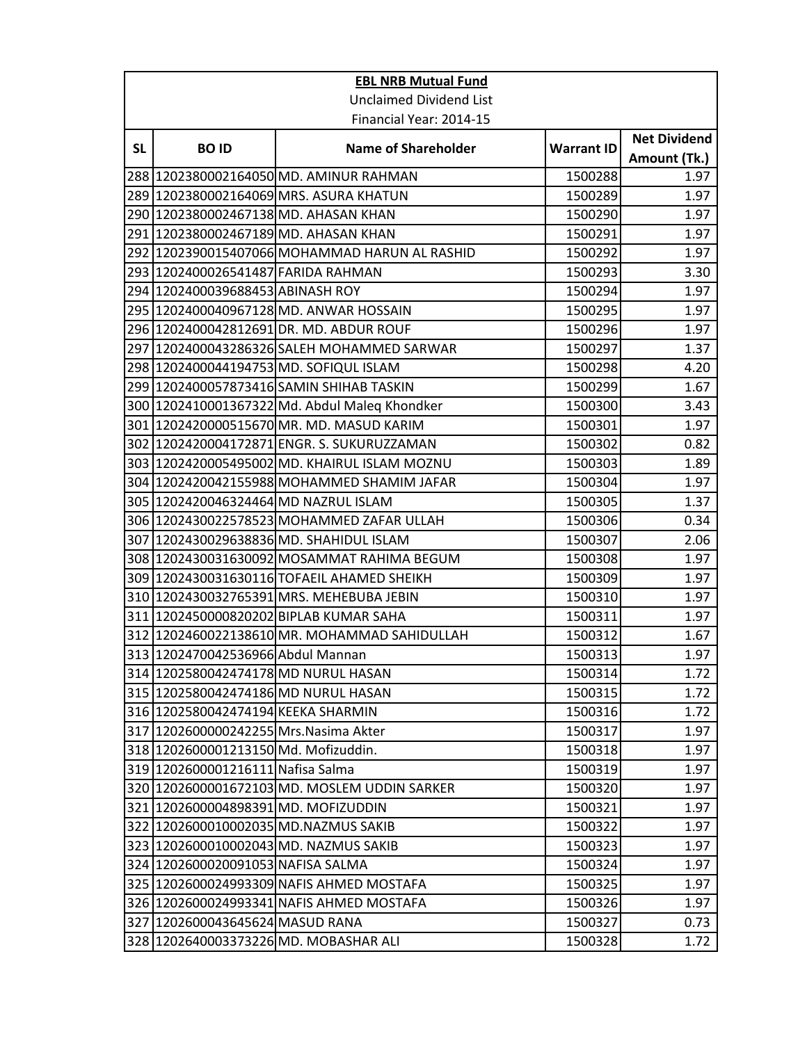| **EBL NRB Mutual Fund** | | | | |
|---|---|---|---|---|
| Unclaimed Dividend List | | | | |
| Financial Year: 2014-15 | | | | |
| **SL** | **BO ID** | **Name of Shareholder** | **Warrant ID** | **Net Dividend Amount (Tk.)** |
| 288 | 1202380002164050 | MD. AMINUR RAHMAN | 1500288 | 1.97 |
| 289 | 1202380002164069 | MRS. ASURA KHATUN | 1500289 | 1.97 |
| 290 | 1202380002467138 | MD. AHASAN KHAN | 1500290 | 1.97 |
| 291 | 1202380002467189 | MD. AHASAN KHAN | 1500291 | 1.97 |
| 292 | 1202390015407066 | MOHAMMAD HARUN AL RASHID | 1500292 | 1.97 |
| 293 | 1202400026541487 | FARIDA RAHMAN | 1500293 | 3.30 |
| 294 | 1202400039688453 | ABINASH ROY | 1500294 | 1.97 |
| 295 | 1202400040967128 | MD. ANWAR HOSSAIN | 1500295 | 1.97 |
| 296 | 1202400042812691 | DR. MD. ABDUR ROUF | 1500296 | 1.97 |
| 297 | 1202400043286326 | SALEH MOHAMMED SARWAR | 1500297 | 1.37 |
| 298 | 1202400044194753 | MD. SOFIQUL ISLAM | 1500298 | 4.20 |
| 299 | 1202400057873416 | SAMIN SHIHAB TASKIN | 1500299 | 1.67 |
| 300 | 1202410001367322 | Md. Abdul Maleq Khondker | 1500300 | 3.43 |
| 301 | 1202420000515670 | MR. MD. MASUD KARIM | 1500301 | 1.97 |
| 302 | 1202420004172871 | ENGR. S. SUKURUZZAMAN | 1500302 | 0.82 |
| 303 | 1202420005495002 | MD. KHAIRUL ISLAM MOZNU | 1500303 | 1.89 |
| 304 | 1202420042155988 | MOHAMMED SHAMIM JAFAR | 1500304 | 1.97 |
| 305 | 1202420046324464 | MD NAZRUL ISLAM | 1500305 | 1.37 |
| 306 | 1202430022578523 | MOHAMMED ZAFAR ULLAH | 1500306 | 0.34 |
| 307 | 1202430029638836 | MD. SHAHIDUL ISLAM | 1500307 | 2.06 |
| 308 | 1202430031630092 | MOSAMMAT RAHIMA BEGUM | 1500308 | 1.97 |
| 309 | 1202430031630116 | TOFAEIL AHAMED SHEIKH | 1500309 | 1.97 |
| 310 | 1202430032765391 | MRS. MEHEBUBA JEBIN | 1500310 | 1.97 |
| 311 | 1202450000820202 | BIPLAB KUMAR SAHA | 1500311 | 1.97 |
| 312 | 1202460022138610 | MR. MOHAMMAD SAHIDULLAH | 1500312 | 1.67 |
| 313 | 1202470042536966 | Abdul Mannan | 1500313 | 1.97 |
| 314 | 1202580042474178 | MD NURUL HASAN | 1500314 | 1.72 |
| 315 | 1202580042474186 | MD NURUL HASAN | 1500315 | 1.72 |
| 316 | 1202580042474194 | KEEKA SHARMIN | 1500316 | 1.72 |
| 317 | 1202600000242255 | Mrs.Nasima Akter | 1500317 | 1.97 |
| 318 | 1202600001213150 | Md. Mofizuddin. | 1500318 | 1.97 |
| 319 | 1202600001216111 | Nafisa Salma | 1500319 | 1.97 |
| 320 | 1202600001672103 | MD. MOSLEM UDDIN SARKER | 1500320 | 1.97 |
| 321 | 1202600004898391 | MD. MOFIZUDDIN | 1500321 | 1.97 |
| 322 | 1202600010002035 | MD.NAZMUS SAKIB | 1500322 | 1.97 |
| 323 | 1202600010002043 | MD. NAZMUS SAKIB | 1500323 | 1.97 |
| 324 | 1202600020091053 | NAFISA SALMA | 1500324 | 1.97 |
| 325 | 1202600024993309 | NAFIS AHMED MOSTAFA | 1500325 | 1.97 |
| 326 | 1202600024993341 | NAFIS AHMED MOSTAFA | 1500326 | 1.97 |
| 327 | 1202600043645624 | MASUD RANA | 1500327 | 0.73 |
| 328 | 1202640003373226 | MD. MOBASHAR ALI | 1500328 | 1.72 |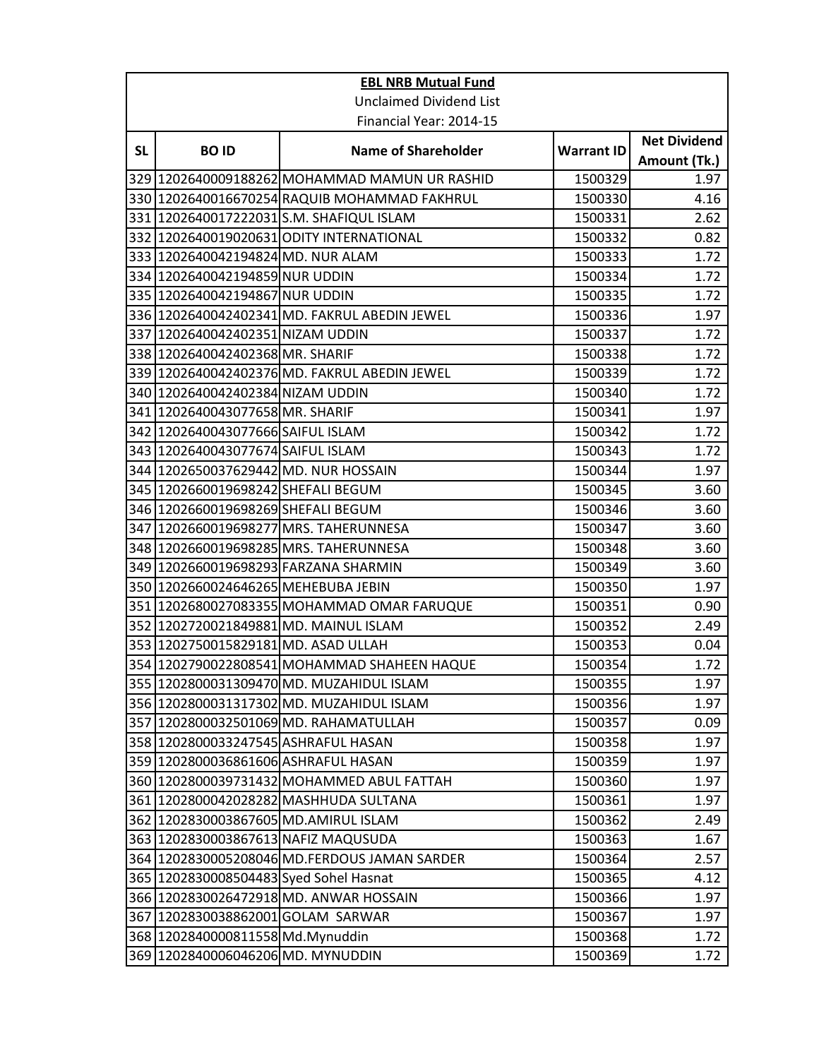**EBL NRB Mutual Fund**

Unclaimed Dividend List

Financial Year: 2014-15

| SL | BO ID | Name of Shareholder | Warrant ID | Net Dividend Amount (Tk.) |
|---|---|---|---|---|
| 329 | 1202640009188262 | MOHAMMAD MAMUN UR RASHID | 1500329 | 1.97 |
| 330 | 1202640016670254 | RAQUIB MOHAMMAD FAKHRUL | 1500330 | 4.16 |
| 331 | 1202640017222031 | S.M. SHAFIQUL ISLAM | 1500331 | 2.62 |
| 332 | 1202640019020631 | ODITY INTERNATIONAL | 1500332 | 0.82 |
| 333 | 1202640042194824 | MD. NUR ALAM | 1500333 | 1.72 |
| 334 | 1202640042194859 | NUR UDDIN | 1500334 | 1.72 |
| 335 | 1202640042194867 | NUR UDDIN | 1500335 | 1.72 |
| 336 | 1202640042402341 | MD. FAKRUL ABEDIN JEWEL | 1500336 | 1.97 |
| 337 | 1202640042402351 | NIZAM UDDIN | 1500337 | 1.72 |
| 338 | 1202640042402368 | MR. SHARIF | 1500338 | 1.72 |
| 339 | 1202640042402376 | MD. FAKRUL ABEDIN JEWEL | 1500339 | 1.72 |
| 340 | 1202640042402384 | NIZAM UDDIN | 1500340 | 1.72 |
| 341 | 1202640043077658 | MR. SHARIF | 1500341 | 1.97 |
| 342 | 1202640043077666 | SAIFUL ISLAM | 1500342 | 1.72 |
| 343 | 1202640043077674 | SAIFUL ISLAM | 1500343 | 1.72 |
| 344 | 1202650037629442 | MD. NUR HOSSAIN | 1500344 | 1.97 |
| 345 | 1202660019698242 | SHEFALI BEGUM | 1500345 | 3.60 |
| 346 | 1202660019698269 | SHEFALI BEGUM | 1500346 | 3.60 |
| 347 | 1202660019698277 | MRS. TAHERUNNESA | 1500347 | 3.60 |
| 348 | 1202660019698285 | MRS. TAHERUNNESA | 1500348 | 3.60 |
| 349 | 1202660019698293 | FARZANA SHARMIN | 1500349 | 3.60 |
| 350 | 1202660024646265 | MEHEBUBA JEBIN | 1500350 | 1.97 |
| 351 | 1202680027083355 | MOHAMMAD OMAR FARUQUE | 1500351 | 0.90 |
| 352 | 1202720021849881 | MD. MAINUL ISLAM | 1500352 | 2.49 |
| 353 | 1202750015829181 | MD. ASAD ULLAH | 1500353 | 0.04 |
| 354 | 1202790022808541 | MOHAMMAD SHAHEEN HAQUE | 1500354 | 1.72 |
| 355 | 1202800031309470 | MD. MUZAHIDUL ISLAM | 1500355 | 1.97 |
| 356 | 1202800031317302 | MD. MUZAHIDUL ISLAM | 1500356 | 1.97 |
| 357 | 1202800032501069 | MD. RAHAMATULLAH | 1500357 | 0.09 |
| 358 | 1202800033247545 | ASHRAFUL HASAN | 1500358 | 1.97 |
| 359 | 1202800036861606 | ASHRAFUL HASAN | 1500359 | 1.97 |
| 360 | 1202800039731432 | MOHAMMED ABUL FATTAH | 1500360 | 1.97 |
| 361 | 1202800042028282 | MASHHUDA SULTANA | 1500361 | 1.97 |
| 362 | 1202830003867605 | MD.AMIRUL ISLAM | 1500362 | 2.49 |
| 363 | 1202830003867613 | NAFIZ MAQUSUDA | 1500363 | 1.67 |
| 364 | 1202830005208046 | MD.FERDOUS JAMAN SARDER | 1500364 | 2.57 |
| 365 | 1202830008504483 | Syed Sohel Hasnat | 1500365 | 4.12 |
| 366 | 1202830026472918 | MD. ANWAR HOSSAIN | 1500366 | 1.97 |
| 367 | 1202830038862001 | GOLAM SARWAR | 1500367 | 1.97 |
| 368 | 1202840000811558 | Md.Mynuddin | 1500368 | 1.72 |
| 369 | 1202840006046206 | MD. MYNUDDIN | 1500369 | 1.72 |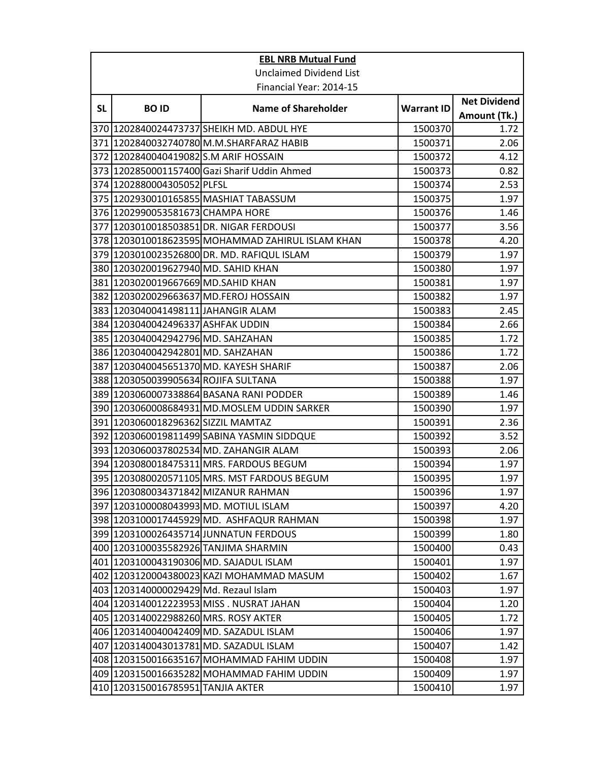| EBL NRB Mutual Fund | | | | |
|---|---|---|---|---|
| Unclaimed Dividend List | | | | |
| Financial Year: 2014-15 | | | | |
| SL | BO ID | Name of Shareholder | Warrant ID | Net Dividend Amount (Tk.) |
| 370 | 1202840024473737 | SHEIKH MD. ABDUL HYE | 1500370 | 1.72 |
| 371 | 1202840032740780 | M.M.SHARFARAZ HABIB | 1500371 | 2.06 |
| 372 | 1202840040419082 | S.M ARIF HOSSAIN | 1500372 | 4.12 |
| 373 | 1202850001157400 | Gazi Sharif Uddin Ahmed | 1500373 | 0.82 |
| 374 | 1202880004305052 | PLFSL | 1500374 | 2.53 |
| 375 | 1202930010165855 | MASHIAT TABASSUM | 1500375 | 1.97 |
| 376 | 1202990053581673 | CHAMPA HORE | 1500376 | 1.46 |
| 377 | 1203010018503851 | DR. NIGAR FERDOUSI | 1500377 | 3.56 |
| 378 | 1203010018623595 | MOHAMMAD ZAHIRUL ISLAM KHAN | 1500378 | 4.20 |
| 379 | 1203010023526800 | DR. MD. RAFIQUL ISLAM | 1500379 | 1.97 |
| 380 | 1203020019627940 | MD. SAHID KHAN | 1500380 | 1.97 |
| 381 | 1203020019667669 | MD.SAHID KHAN | 1500381 | 1.97 |
| 382 | 1203020029663637 | MD.FEROJ HOSSAIN | 1500382 | 1.97 |
| 383 | 1203040041498111 | JAHANGIR ALAM | 1500383 | 2.45 |
| 384 | 1203040042496337 | ASHFAK UDDIN | 1500384 | 2.66 |
| 385 | 1203040042942796 | MD. SAHZAHAN | 1500385 | 1.72 |
| 386 | 1203040042942801 | MD. SAHZAHAN | 1500386 | 1.72 |
| 387 | 1203040045651370 | MD. KAYESH SHARIF | 1500387 | 2.06 |
| 388 | 1203050039905634 | ROJIFA SULTANA | 1500388 | 1.97 |
| 389 | 1203060007338864 | BASANA RANI PODDER | 1500389 | 1.46 |
| 390 | 1203060008684931 | MD.MOSLEM UDDIN SARKER | 1500390 | 1.97 |
| 391 | 1203060018296362 | SIZZIL MAMTAZ | 1500391 | 2.36 |
| 392 | 1203060019811499 | SABINA YASMIN SIDDQUE | 1500392 | 3.52 |
| 393 | 1203060037802534 | MD. ZAHANGIR ALAM | 1500393 | 2.06 |
| 394 | 1203080018475311 | MRS. FARDOUS BEGUM | 1500394 | 1.97 |
| 395 | 1203080020571105 | MRS. MST FARDOUS BEGUM | 1500395 | 1.97 |
| 396 | 1203080034371842 | MIZANUR RAHMAN | 1500396 | 1.97 |
| 397 | 1203100008043993 | MD. MOTIUL ISLAM | 1500397 | 4.20 |
| 398 | 1203100017445929 | MD. ASHFAQUR RAHMAN | 1500398 | 1.97 |
| 399 | 1203100026435714 | JUNNATUN FERDOUS | 1500399 | 1.80 |
| 400 | 1203100035582926 | TANJIMA SHARMIN | 1500400 | 0.43 |
| 401 | 1203100043190306 | MD. SAJADUL ISLAM | 1500401 | 1.97 |
| 402 | 1203120004380023 | KAZI MOHAMMAD MASUM | 1500402 | 1.67 |
| 403 | 1203140000029429 | Md. Rezaul Islam | 1500403 | 1.97 |
| 404 | 1203140012223953 | MISS . NUSRAT JAHAN | 1500404 | 1.20 |
| 405 | 1203140022988260 | MRS. ROSY AKTER | 1500405 | 1.72 |
| 406 | 1203140040042409 | MD. SAZADUL ISLAM | 1500406 | 1.97 |
| 407 | 1203140043013781 | MD. SAZADUL ISLAM | 1500407 | 1.42 |
| 408 | 1203150016635167 | MOHAMMAD FAHIM UDDIN | 1500408 | 1.97 |
| 409 | 1203150016635282 | MOHAMMAD FAHIM UDDIN | 1500409 | 1.97 |
| 410 | 1203150016785951 | TANJIA AKTER | 1500410 | 1.97 |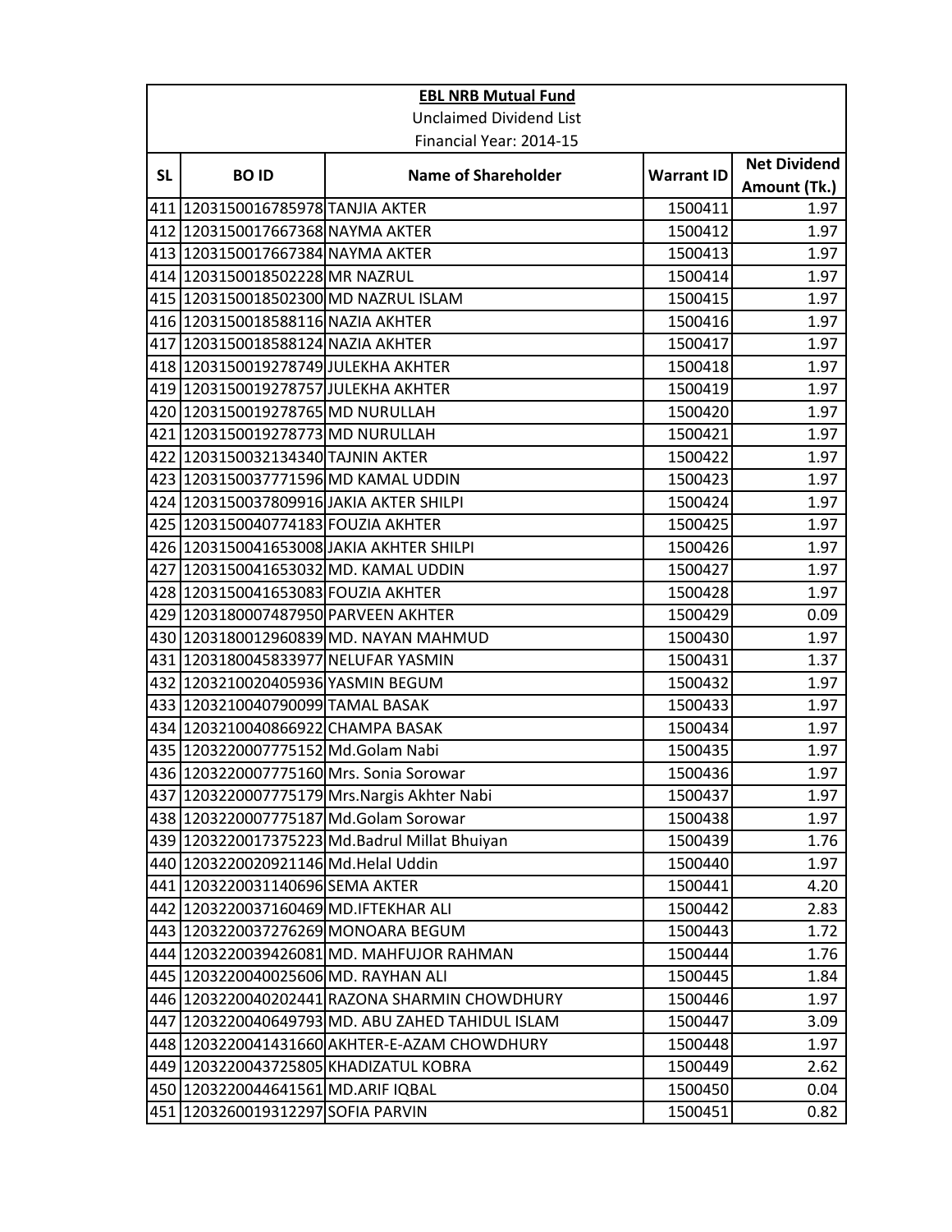| EBL NRB Mutual Fund | | | | |
|---|---|---|---|---|
| Unclaimed Dividend List | | | | |
| Financial Year: 2014-15 | | | | |
| **SL** | **BO ID** | **Name of Shareholder** | **Warrant ID** | **Net Dividend Amount (Tk.)** |
| 411 | 1203150016785978 | TANJIA AKTER | 1500411 | 1.97 |
| 412 | 1203150017667368 | NAYMA AKTER | 1500412 | 1.97 |
| 413 | 1203150017667384 | NAYMA AKTER | 1500413 | 1.97 |
| 414 | 1203150018502228 | MR NAZRUL | 1500414 | 1.97 |
| 415 | 1203150018502300 | MD NAZRUL ISLAM | 1500415 | 1.97 |
| 416 | 1203150018588116 | NAZIA AKHTER | 1500416 | 1.97 |
| 417 | 1203150018588124 | NAZIA AKHTER | 1500417 | 1.97 |
| 418 | 1203150019278749 | JULEKHA AKHTER | 1500418 | 1.97 |
| 419 | 1203150019278757 | JULEKHA AKHTER | 1500419 | 1.97 |
| 420 | 1203150019278765 | MD NURULLAH | 1500420 | 1.97 |
| 421 | 1203150019278773 | MD NURULLAH | 1500421 | 1.97 |
| 422 | 1203150032134340 | TAJNIN AKTER | 1500422 | 1.97 |
| 423 | 1203150037771596 | MD KAMAL UDDIN | 1500423 | 1.97 |
| 424 | 1203150037809916 | JAKIA AKTER SHILPI | 1500424 | 1.97 |
| 425 | 1203150040774183 | FOUZIA AKHTER | 1500425 | 1.97 |
| 426 | 1203150041653008 | JAKIA AKHTER SHILPI | 1500426 | 1.97 |
| 427 | 1203150041653032 | MD. KAMAL UDDIN | 1500427 | 1.97 |
| 428 | 1203150041653083 | FOUZIA AKHTER | 1500428 | 1.97 |
| 429 | 1203180007487950 | PARVEEN AKHTER | 1500429 | 0.09 |
| 430 | 1203180012960839 | MD. NAYAN MAHMUD | 1500430 | 1.97 |
| 431 | 1203180045833977 | NELUFAR YASMIN | 1500431 | 1.37 |
| 432 | 1203210020405936 | YASMIN BEGUM | 1500432 | 1.97 |
| 433 | 1203210040790099 | TAMAL BASAK | 1500433 | 1.97 |
| 434 | 1203210040866922 | CHAMPA BASAK | 1500434 | 1.97 |
| 435 | 1203220007775152 | Md.Golam Nabi | 1500435 | 1.97 |
| 436 | 1203220007775160 | Mrs. Sonia Sorowar | 1500436 | 1.97 |
| 437 | 1203220007775179 | Mrs.Nargis Akhter Nabi | 1500437 | 1.97 |
| 438 | 1203220007775187 | Md.Golam Sorowar | 1500438 | 1.97 |
| 439 | 1203220017375223 | Md.Badrul Millat Bhuiyan | 1500439 | 1.76 |
| 440 | 1203220020921146 | Md.Helal Uddin | 1500440 | 1.97 |
| 441 | 1203220031140696 | SEMA AKTER | 1500441 | 4.20 |
| 442 | 1203220037160469 | MD.IFTEKHAR ALI | 1500442 | 2.83 |
| 443 | 1203220037276269 | MONOARA BEGUM | 1500443 | 1.72 |
| 444 | 1203220039426081 | MD. MAHFUJOR RAHMAN | 1500444 | 1.76 |
| 445 | 1203220040025606 | MD. RAYHAN ALI | 1500445 | 1.84 |
| 446 | 1203220040202441 | RAZONA SHARMIN CHOWDHURY | 1500446 | 1.97 |
| 447 | 1203220040649793 | MD. ABU ZAHED TAHIDUL ISLAM | 1500447 | 3.09 |
| 448 | 1203220041431660 | AKHTER-E-AZAM CHOWDHURY | 1500448 | 1.97 |
| 449 | 1203220043725805 | KHADIZATUL KOBRA | 1500449 | 2.62 |
| 450 | 1203220044641561 | MD.ARIF IQBAL | 1500450 | 0.04 |
| 451 | 1203260019312297 | SOFIA PARVIN | 1500451 | 0.82 |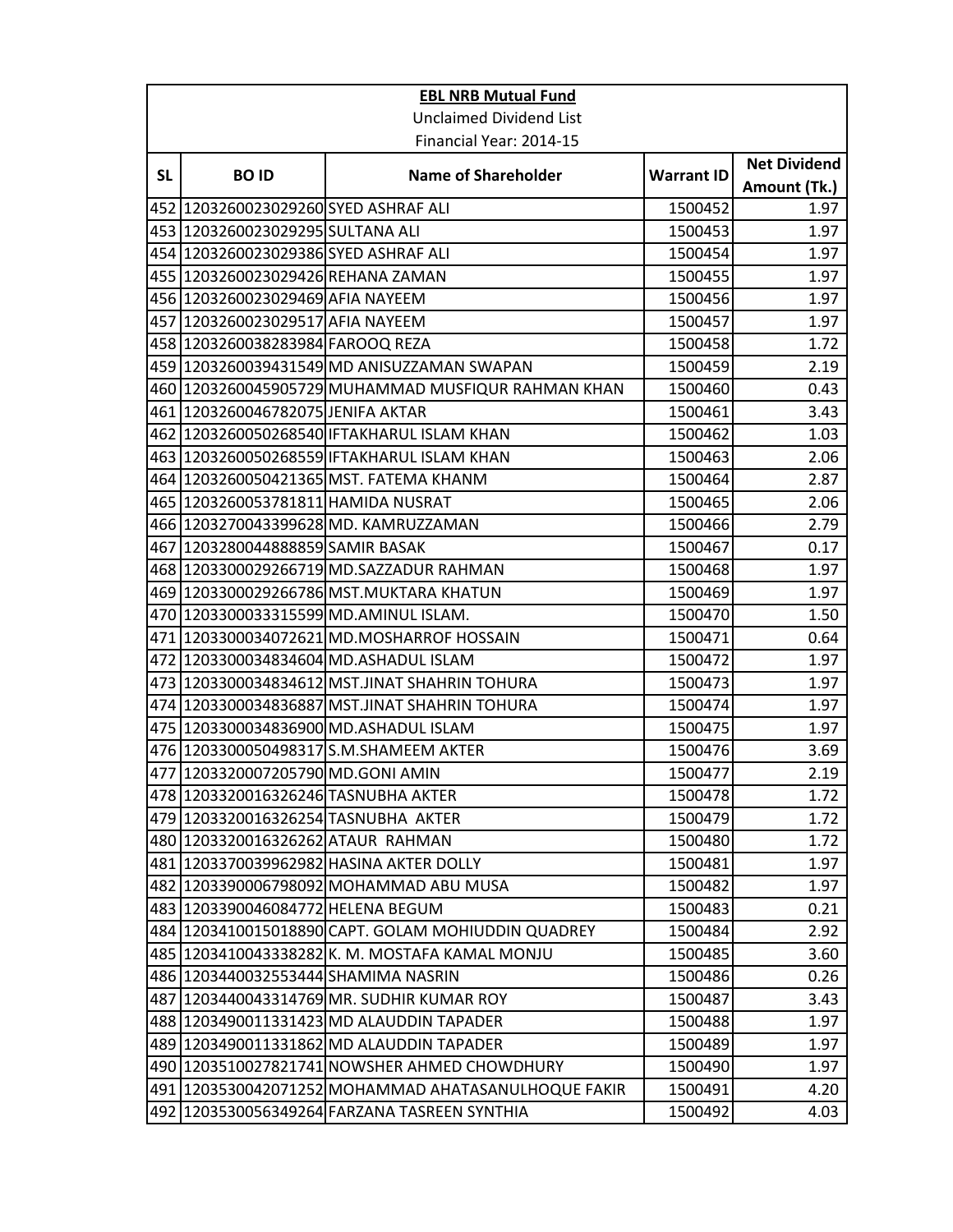| EBL NRB Mutual Fund | | | | |
|---|---|---|---|---|
| Unclaimed Dividend List | | | | |
| Financial Year: 2014-15 | | | | |
| SL | BO ID | Name of Shareholder | Warrant ID | Net Dividend Amount (Tk.) |
| 452 | 1203260023029260 | SYED ASHRAF ALI | 1500452 | 1.97 |
| 453 | 1203260023029295 | SULTANA ALI | 1500453 | 1.97 |
| 454 | 1203260023029386 | SYED ASHRAF ALI | 1500454 | 1.97 |
| 455 | 1203260023029426 | REHANA ZAMAN | 1500455 | 1.97 |
| 456 | 1203260023029469 | AFIA NAYEEM | 1500456 | 1.97 |
| 457 | 1203260023029517 | AFIA NAYEEM | 1500457 | 1.97 |
| 458 | 1203260038283984 | FAROOQ REZA | 1500458 | 1.72 |
| 459 | 1203260039431549 | MD ANISUZZAMAN SWAPAN | 1500459 | 2.19 |
| 460 | 1203260045905729 | MUHAMMAD MUSFIQUR RAHMAN KHAN | 1500460 | 0.43 |
| 461 | 1203260046782075 | JENIFA AKTAR | 1500461 | 3.43 |
| 462 | 1203260050268540 | IFTAKHARUL ISLAM KHAN | 1500462 | 1.03 |
| 463 | 1203260050268559 | IFTAKHARUL ISLAM KHAN | 1500463 | 2.06 |
| 464 | 1203260050421365 | MST. FATEMA KHANM | 1500464 | 2.87 |
| 465 | 1203260053781811 | HAMIDA NUSRAT | 1500465 | 2.06 |
| 466 | 1203270043399628 | MD. KAMRUZZAMAN | 1500466 | 2.79 |
| 467 | 1203280044888859 | SAMIR BASAK | 1500467 | 0.17 |
| 468 | 1203300029266719 | MD.SAZZADUR RAHMAN | 1500468 | 1.97 |
| 469 | 1203300029266786 | MST.MUKTARA KHATUN | 1500469 | 1.97 |
| 470 | 1203300033315599 | MD.AMINUL ISLAM. | 1500470 | 1.50 |
| 471 | 1203300034072621 | MD.MOSHARROF HOSSAIN | 1500471 | 0.64 |
| 472 | 1203300034834604 | MD.ASHADUL ISLAM | 1500472 | 1.97 |
| 473 | 1203300034834612 | MST.JINAT SHAHRIN TOHURA | 1500473 | 1.97 |
| 474 | 1203300034836887 | MST.JINAT SHAHRIN TOHURA | 1500474 | 1.97 |
| 475 | 1203300034836900 | MD.ASHADUL ISLAM | 1500475 | 1.97 |
| 476 | 1203300050498317 | S.M.SHAMEEM AKTER | 1500476 | 3.69 |
| 477 | 1203320007205790 | MD.GONI AMIN | 1500477 | 2.19 |
| 478 | 1203320016326246 | TASNUBHA AKTER | 1500478 | 1.72 |
| 479 | 1203320016326254 | TASNUBHA AKTER | 1500479 | 1.72 |
| 480 | 1203320016326262 | ATAUR RAHMAN | 1500480 | 1.72 |
| 481 | 1203370039962982 | HASINA AKTER DOLLY | 1500481 | 1.97 |
| 482 | 1203390006798092 | MOHAMMAD ABU MUSA | 1500482 | 1.97 |
| 483 | 1203390046084772 | HELENA BEGUM | 1500483 | 0.21 |
| 484 | 1203410015018890 | CAPT. GOLAM MOHIUDDIN QUADREY | 1500484 | 2.92 |
| 485 | 1203410043338282 | K. M. MOSTAFA KAMAL MONJU | 1500485 | 3.60 |
| 486 | 1203440032553444 | SHAMIMA NASRIN | 1500486 | 0.26 |
| 487 | 1203440043314769 | MR. SUDHIR KUMAR ROY | 1500487 | 3.43 |
| 488 | 1203490011331423 | MD ALAUDDIN TAPADER | 1500488 | 1.97 |
| 489 | 1203490011331862 | MD ALAUDDIN TAPADER | 1500489 | 1.97 |
| 490 | 1203510027821741 | NOWSHER AHMED CHOWDHURY | 1500490 | 1.97 |
| 491 | 1203530042071252 | MOHAMMAD AHATASANULHOQUE FAKIR | 1500491 | 4.20 |
| 492 | 1203530056349264 | FARZANA TASREEN SYNTHIA | 1500492 | 4.03 |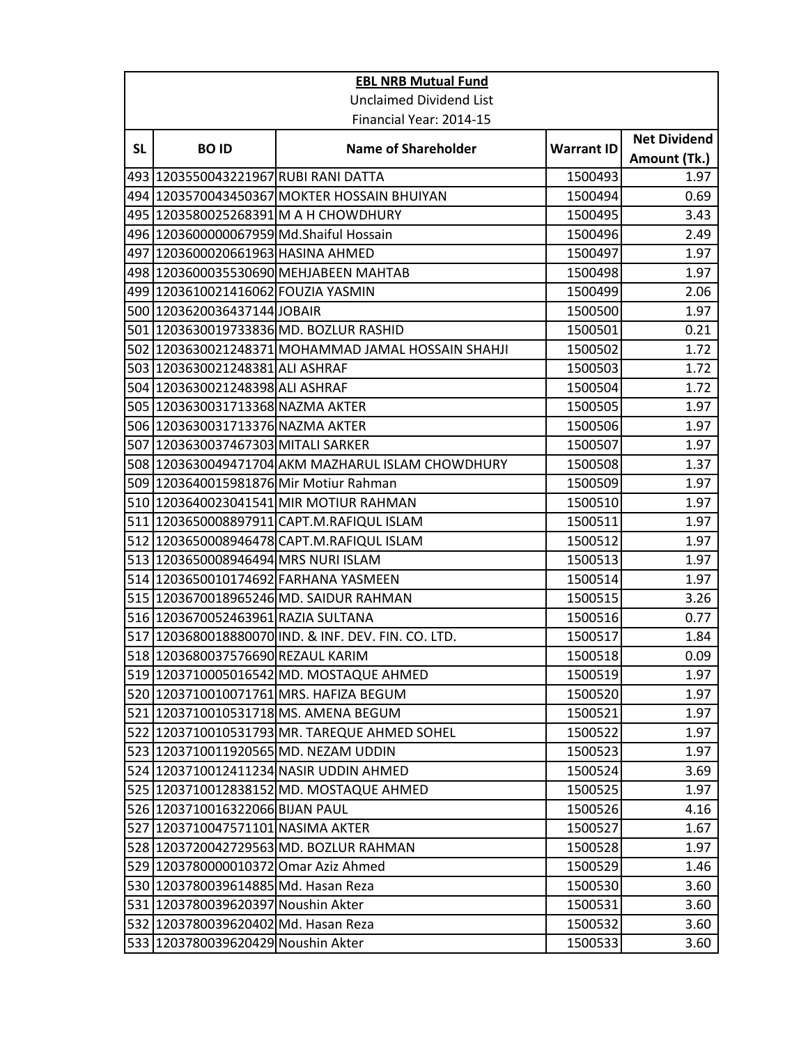| EBL NRB Mutual Fund | | | | |
|---|---|---|---|---|
| Unclaimed Dividend List | | | | |
| Financial Year: 2014-15 | | | | |
| SL | BO ID | Name of Shareholder | Warrant ID | Net Dividend Amount (Tk.) |
| 493 | 1203550043221967 | RUBI RANI DATTA | 1500493 | 1.97 |
| 494 | 1203570043450367 | MOKTER HOSSAIN BHUIYAN | 1500494 | 0.69 |
| 495 | 1203580025268391 | M A H CHOWDHURY | 1500495 | 3.43 |
| 496 | 1203600000067959 | Md.Shaiful Hossain | 1500496 | 2.49 |
| 497 | 1203600020661963 | HASINA AHMED | 1500497 | 1.97 |
| 498 | 1203600035530690 | MEHJABEEN MAHTAB | 1500498 | 1.97 |
| 499 | 1203610021416062 | FOUZIA YASMIN | 1500499 | 2.06 |
| 500 | 1203620036437144 | JOBAIR | 1500500 | 1.97 |
| 501 | 1203630019733836 | MD. BOZLUR RASHID | 1500501 | 0.21 |
| 502 | 1203630021248371 | MOHAMMAD JAMAL HOSSAIN SHAHJI | 1500502 | 1.72 |
| 503 | 1203630021248381 | ALI ASHRAF | 1500503 | 1.72 |
| 504 | 1203630021248398 | ALI ASHRAF | 1500504 | 1.72 |
| 505 | 1203630031713368 | NAZMA AKTER | 1500505 | 1.97 |
| 506 | 1203630031713376 | NAZMA AKTER | 1500506 | 1.97 |
| 507 | 1203630037467303 | MITALI SARKER | 1500507 | 1.97 |
| 508 | 1203630049471704 | AKM MAZHARUL ISLAM CHOWDHURY | 1500508 | 1.37 |
| 509 | 1203640015981876 | Mir Motiur Rahman | 1500509 | 1.97 |
| 510 | 1203640023041541 | MIR MOTIUR RAHMAN | 1500510 | 1.97 |
| 511 | 1203650008897911 | CAPT.M.RAFIQUL ISLAM | 1500511 | 1.97 |
| 512 | 1203650008946478 | CAPT.M.RAFIQUL ISLAM | 1500512 | 1.97 |
| 513 | 1203650008946494 | MRS NURI ISLAM | 1500513 | 1.97 |
| 514 | 1203650010174692 | FARHANA YASMEEN | 1500514 | 1.97 |
| 515 | 1203670018965246 | MD. SAIDUR RAHMAN | 1500515 | 3.26 |
| 516 | 1203670052463961 | RAZIA SULTANA | 1500516 | 0.77 |
| 517 | 1203680018880070 | IND. & INF. DEV. FIN. CO. LTD. | 1500517 | 1.84 |
| 518 | 1203680037576690 | REZAUL KARIM | 1500518 | 0.09 |
| 519 | 1203710005016542 | MD. MOSTAQUE AHMED | 1500519 | 1.97 |
| 520 | 1203710010071761 | MRS. HAFIZA BEGUM | 1500520 | 1.97 |
| 521 | 1203710010531718 | MS. AMENA BEGUM | 1500521 | 1.97 |
| 522 | 1203710010531793 | MR. TAREQUE AHMED SOHEL | 1500522 | 1.97 |
| 523 | 1203710011920565 | MD. NEZAM UDDIN | 1500523 | 1.97 |
| 524 | 1203710012411234 | NASIR UDDIN AHMED | 1500524 | 3.69 |
| 525 | 1203710012838152 | MD. MOSTAQUE AHMED | 1500525 | 1.97 |
| 526 | 1203710016322066 | BIJAN PAUL | 1500526 | 4.16 |
| 527 | 1203710047571101 | NASIMA AKTER | 1500527 | 1.67 |
| 528 | 1203720042729563 | MD. BOZLUR RAHMAN | 1500528 | 1.97 |
| 529 | 1203780000010372 | Omar Aziz Ahmed | 1500529 | 1.46 |
| 530 | 1203780039614885 | Md. Hasan Reza | 1500530 | 3.60 |
| 531 | 1203780039620397 | Noushin Akter | 1500531 | 3.60 |
| 532 | 1203780039620402 | Md. Hasan Reza | 1500532 | 3.60 |
| 533 | 1203780039620429 | Noushin Akter | 1500533 | 3.60 |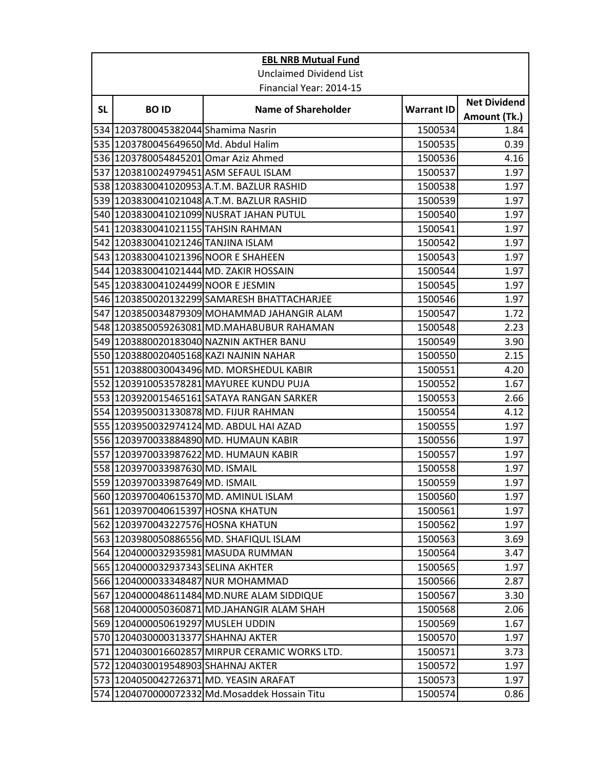| EBL NRB Mutual Fund | | | | |
|---|---|---|---|---|
| Unclaimed Dividend List | | | | |
| Financial Year: 2014-15 | | | | |
| SL | BO ID | Name of Shareholder | Warrant ID | Net Dividend Amount (Tk.) |
| 534 | 1203780045382044 | Shamima Nasrin | 1500534 | 1.84 |
| 535 | 1203780045649650 | Md. Abdul Halim | 1500535 | 0.39 |
| 536 | 1203780054845201 | Omar Aziz Ahmed | 1500536 | 4.16 |
| 537 | 1203810024979451 | ASM SEFAUL ISLAM | 1500537 | 1.97 |
| 538 | 1203830041020953 | A.T.M. BAZLUR RASHID | 1500538 | 1.97 |
| 539 | 1203830041021048 | A.T.M. BAZLUR RASHID | 1500539 | 1.97 |
| 540 | 1203830041021099 | NUSRAT JAHAN PUTUL | 1500540 | 1.97 |
| 541 | 1203830041021155 | TAHSIN RAHMAN | 1500541 | 1.97 |
| 542 | 1203830041021246 | TANJINA ISLAM | 1500542 | 1.97 |
| 543 | 1203830041021396 | NOOR E SHAHEEN | 1500543 | 1.97 |
| 544 | 1203830041021444 | MD. ZAKIR HOSSAIN | 1500544 | 1.97 |
| 545 | 1203830041024499 | NOOR E JESMIN | 1500545 | 1.97 |
| 546 | 1203850020132299 | SAMARESH BHATTACHARJEE | 1500546 | 1.97 |
| 547 | 1203850034879309 | MOHAMMAD JAHANGIR ALAM | 1500547 | 1.72 |
| 548 | 1203850059263081 | MD.MAHABUBUR RAHAMAN | 1500548 | 2.23 |
| 549 | 1203880020183040 | NAZNIN AKTHER BANU | 1500549 | 3.90 |
| 550 | 1203880020405168 | KAZI NAJNIN NAHAR | 1500550 | 2.15 |
| 551 | 1203880030043496 | MD. MORSHEDUL KABIR | 1500551 | 4.20 |
| 552 | 1203910053578281 | MAYUREE KUNDU PUJA | 1500552 | 1.67 |
| 553 | 1203920015465161 | SATAYA RANGAN SARKER | 1500553 | 2.66 |
| 554 | 1203950031330878 | MD. FIJUR RAHMAN | 1500554 | 4.12 |
| 555 | 1203950032974124 | MD. ABDUL HAI AZAD | 1500555 | 1.97 |
| 556 | 1203970033884890 | MD. HUMAUN KABIR | 1500556 | 1.97 |
| 557 | 1203970033987622 | MD. HUMAUN KABIR | 1500557 | 1.97 |
| 558 | 1203970033987630 | MD. ISMAIL | 1500558 | 1.97 |
| 559 | 1203970033987649 | MD. ISMAIL | 1500559 | 1.97 |
| 560 | 1203970040615370 | MD. AMINUL ISLAM | 1500560 | 1.97 |
| 561 | 1203970040615397 | HOSNA KHATUN | 1500561 | 1.97 |
| 562 | 1203970043227576 | HOSNA KHATUN | 1500562 | 1.97 |
| 563 | 1203980050886556 | MD. SHAFIQUL ISLAM | 1500563 | 3.69 |
| 564 | 1204000032935981 | MASUDA RUMMAN | 1500564 | 3.47 |
| 565 | 1204000032937343 | SELINA AKHTER | 1500565 | 1.97 |
| 566 | 1204000033348487 | NUR MOHAMMAD | 1500566 | 2.87 |
| 567 | 1204000048611484 | MD.NURE ALAM SIDDIQUE | 1500567 | 3.30 |
| 568 | 1204000050360871 | MD.JAHANGIR ALAM SHAH | 1500568 | 2.06 |
| 569 | 1204000050619297 | MUSLEH UDDIN | 1500569 | 1.67 |
| 570 | 1204030000313377 | SHAHNAJ AKTER | 1500570 | 1.97 |
| 571 | 1204030016602857 | MIRPUR CERAMIC WORKS LTD. | 1500571 | 3.73 |
| 572 | 1204030019548903 | SHAHNAJ AKTER | 1500572 | 1.97 |
| 573 | 1204050042726371 | MD. YEASIN ARAFAT | 1500573 | 1.97 |
| 574 | 1204070000072332 | Md.Mosaddek Hossain Titu | 1500574 | 0.86 |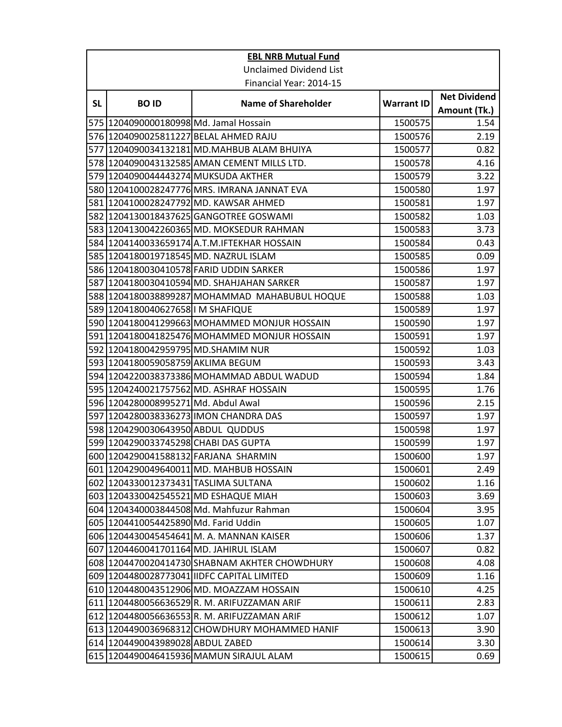| EBL NRB Mutual Fund | | | | |
|---|---|---|---|---|
| Unclaimed Dividend List | | | | |
| Financial Year: 2014-15 | | | | |
| **SL** | **BO ID** | **Name of Shareholder** | **Warrant ID** | **Net Dividend Amount (Tk.)** |
| 575 | 1204090000180998 | Md. Jamal Hossain | 1500575 | 1.54 |
| 576 | 1204090025811227 | BELAL AHMED RAJU | 1500576 | 2.19 |
| 577 | 1204090034132181 | MD.MAHBUB ALAM BHUIYA | 1500577 | 0.82 |
| 578 | 1204090043132585 | AMAN CEMENT MILLS LTD. | 1500578 | 4.16 |
| 579 | 1204090044443274 | MUKSUDA AKTHER | 1500579 | 3.22 |
| 580 | 1204100028247776 | MRS. IMRANA JANNAT EVA | 1500580 | 1.97 |
| 581 | 1204100028247792 | MD. KAWSAR AHMED | 1500581 | 1.97 |
| 582 | 1204130018437625 | GANGOTREE GOSWAMI | 1500582 | 1.03 |
| 583 | 1204130042260365 | MD. MOKSEDUR RAHMAN | 1500583 | 3.73 |
| 584 | 1204140033659174 | A.T.M.IFTEKHAR HOSSAIN | 1500584 | 0.43 |
| 585 | 1204180019718545 | MD. NAZRUL ISLAM | 1500585 | 0.09 |
| 586 | 1204180030410578 | FARID UDDIN SARKER | 1500586 | 1.97 |
| 587 | 1204180030410594 | MD. SHAHJAHAN SARKER | 1500587 | 1.97 |
| 588 | 1204180038899287 | MOHAMMAD MAHABUBUL HOQUE | 1500588 | 1.03 |
| 589 | 1204180040627658 | I M SHAFIQUE | 1500589 | 1.97 |
| 590 | 1204180041299663 | MOHAMMED MONJUR HOSSAIN | 1500590 | 1.97 |
| 591 | 1204180041825476 | MOHAMMED MONJUR HOSSAIN | 1500591 | 1.97 |
| 592 | 1204180042959795 | MD.SHAMIM NUR | 1500592 | 1.03 |
| 593 | 1204180059058759 | AKLIMA BEGUM | 1500593 | 3.43 |
| 594 | 1204220038373386 | MOHAMMAD ABDUL WADUD | 1500594 | 1.84 |
| 595 | 1204240021757562 | MD. ASHRAF HOSSAIN | 1500595 | 1.76 |
| 596 | 1204280008995271 | Md. Abdul Awal | 1500596 | 2.15 |
| 597 | 1204280038336273 | IMON CHANDRA DAS | 1500597 | 1.97 |
| 598 | 1204290030643950 | ABDUL QUDDUS | 1500598 | 1.97 |
| 599 | 1204290033745298 | CHABI DAS GUPTA | 1500599 | 1.97 |
| 600 | 1204290041588132 | FARJANA SHARMIN | 1500600 | 1.97 |
| 601 | 1204290049640011 | MD. MAHBUB HOSSAIN | 1500601 | 2.49 |
| 602 | 1204330012373431 | TASLIMA SULTANA | 1500602 | 1.16 |
| 603 | 1204330042545521 | MD ESHAQUE MIAH | 1500603 | 3.69 |
| 604 | 1204340003844508 | Md. Mahfuzur Rahman | 1500604 | 3.95 |
| 605 | 1204410054425890 | Md. Farid Uddin | 1500605 | 1.07 |
| 606 | 1204430045454641 | M. A. MANNAN KAISER | 1500606 | 1.37 |
| 607 | 1204460041701164 | MD. JAHIRUL ISLAM | 1500607 | 0.82 |
| 608 | 1204470020414730 | SHABNAM AKHTER CHOWDHURY | 1500608 | 4.08 |
| 609 | 1204480028773041 | IIDFC CAPITAL LIMITED | 1500609 | 1.16 |
| 610 | 1204480043512906 | MD. MOAZZAM HOSSAIN | 1500610 | 4.25 |
| 611 | 1204480056636529 | R. M. ARIFUZZAMAN ARIF | 1500611 | 2.83 |
| 612 | 1204480056636553 | R. M. ARIFUZZAMAN ARIF | 1500612 | 1.07 |
| 613 | 1204490036968312 | CHOWDHURY MOHAMMED HANIF | 1500613 | 3.90 |
| 614 | 1204490043989028 | ABDUL ZABED | 1500614 | 3.30 |
| 615 | 1204490046415936 | MAMUN SIRAJUL ALAM | 1500615 | 0.69 |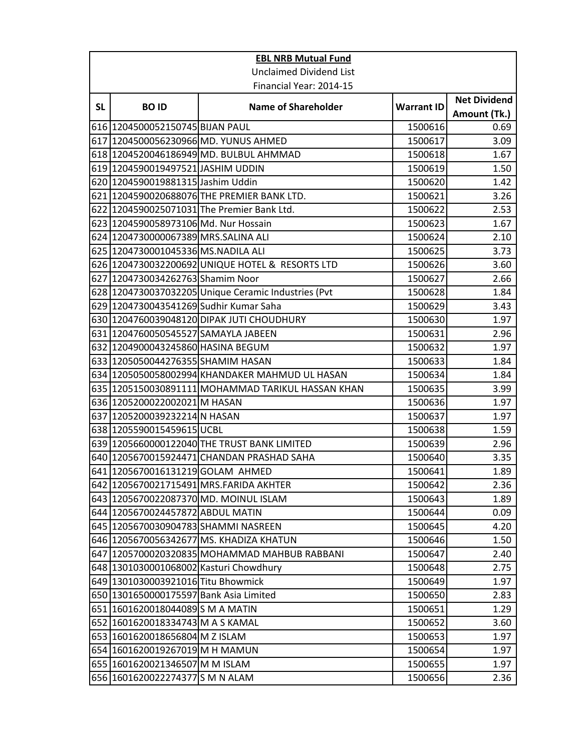**EBL NRB Mutual Fund**

Unclaimed Dividend List

Financial Year: 2014-15

| SL | BO ID | Name of Shareholder | Warrant ID | Net Dividend Amount (Tk.) |
|---|---|---|---|---|
| 616 | 1204500052150745 | BIJAN PAUL | 1500616 | 0.69 |
| 617 | 1204500056230966 | MD. YUNUS AHMED | 1500617 | 3.09 |
| 618 | 1204520046186949 | MD. BULBUL AHMMAD | 1500618 | 1.67 |
| 619 | 1204590019497521 | JASHIM UDDIN | 1500619 | 1.50 |
| 620 | 1204590019881315 | Jashim Uddin | 1500620 | 1.42 |
| 621 | 1204590020688076 | THE PREMIER BANK LTD. | 1500621 | 3.26 |
| 622 | 1204590025071031 | The Premier Bank Ltd. | 1500622 | 2.53 |
| 623 | 1204590058973106 | Md. Nur Hossain | 1500623 | 1.67 |
| 624 | 1204730000067389 | MRS.SALINA ALI | 1500624 | 2.10 |
| 625 | 1204730001045336 | MS.NADILA ALI | 1500625 | 3.73 |
| 626 | 1204730032200692 | UNIQUE HOTEL & RESORTS LTD | 1500626 | 3.60 |
| 627 | 1204730034262763 | Shamim Noor | 1500627 | 2.66 |
| 628 | 1204730037032205 | Unique Ceramic Industries (Pvt | 1500628 | 1.84 |
| 629 | 1204730043541269 | Sudhir Kumar Saha | 1500629 | 3.43 |
| 630 | 1204760039048120 | DIPAK JUTI CHOUDHURY | 1500630 | 1.97 |
| 631 | 1204760050545527 | SAMAYLA JABEEN | 1500631 | 2.96 |
| 632 | 1204900043245860 | HASINA BEGUM | 1500632 | 1.97 |
| 633 | 1205050044276355 | SHAMIM HASAN | 1500633 | 1.84 |
| 634 | 1205050058002994 | KHANDAKER MAHMUD UL HASAN | 1500634 | 1.84 |
| 635 | 1205150030891111 | MOHAMMAD TARIKUL HASSAN KHAN | 1500635 | 3.99 |
| 636 | 1205200022002021 | M HASAN | 1500636 | 1.97 |
| 637 | 1205200039232214 | N HASAN | 1500637 | 1.97 |
| 638 | 1205590015459615 | UCBL | 1500638 | 1.59 |
| 639 | 1205660000122040 | THE TRUST BANK LIMITED | 1500639 | 2.96 |
| 640 | 1205670015924471 | CHANDAN PRASHAD SAHA | 1500640 | 3.35 |
| 641 | 1205670016131219 | GOLAM AHMED | 1500641 | 1.89 |
| 642 | 1205670021715491 | MRS.FARIDA AKHTER | 1500642 | 2.36 |
| 643 | 1205670022087370 | MD. MOINUL ISLAM | 1500643 | 1.89 |
| 644 | 1205670024457872 | ABDUL MATIN | 1500644 | 0.09 |
| 645 | 1205670030904783 | SHAMMI NASREEN | 1500645 | 4.20 |
| 646 | 1205670056342677 | MS. KHADIZA KHATUN | 1500646 | 1.50 |
| 647 | 1205700020320835 | MOHAMMAD MAHBUB RABBANI | 1500647 | 2.40 |
| 648 | 1301030001068002 | Kasturi Chowdhury | 1500648 | 2.75 |
| 649 | 1301030003921016 | Titu Bhowmick | 1500649 | 1.97 |
| 650 | 1301650000175597 | Bank Asia Limited | 1500650 | 2.83 |
| 651 | 1601620018044089 | S M A MATIN | 1500651 | 1.29 |
| 652 | 1601620018334743 | M A S KAMAL | 1500652 | 3.60 |
| 653 | 1601620018656804 | M Z ISLAM | 1500653 | 1.97 |
| 654 | 1601620019267019 | M H MAMUN | 1500654 | 1.97 |
| 655 | 1601620021346507 | M M ISLAM | 1500655 | 1.97 |
| 656 | 1601620022274377 | S M N ALAM | 1500656 | 2.36 |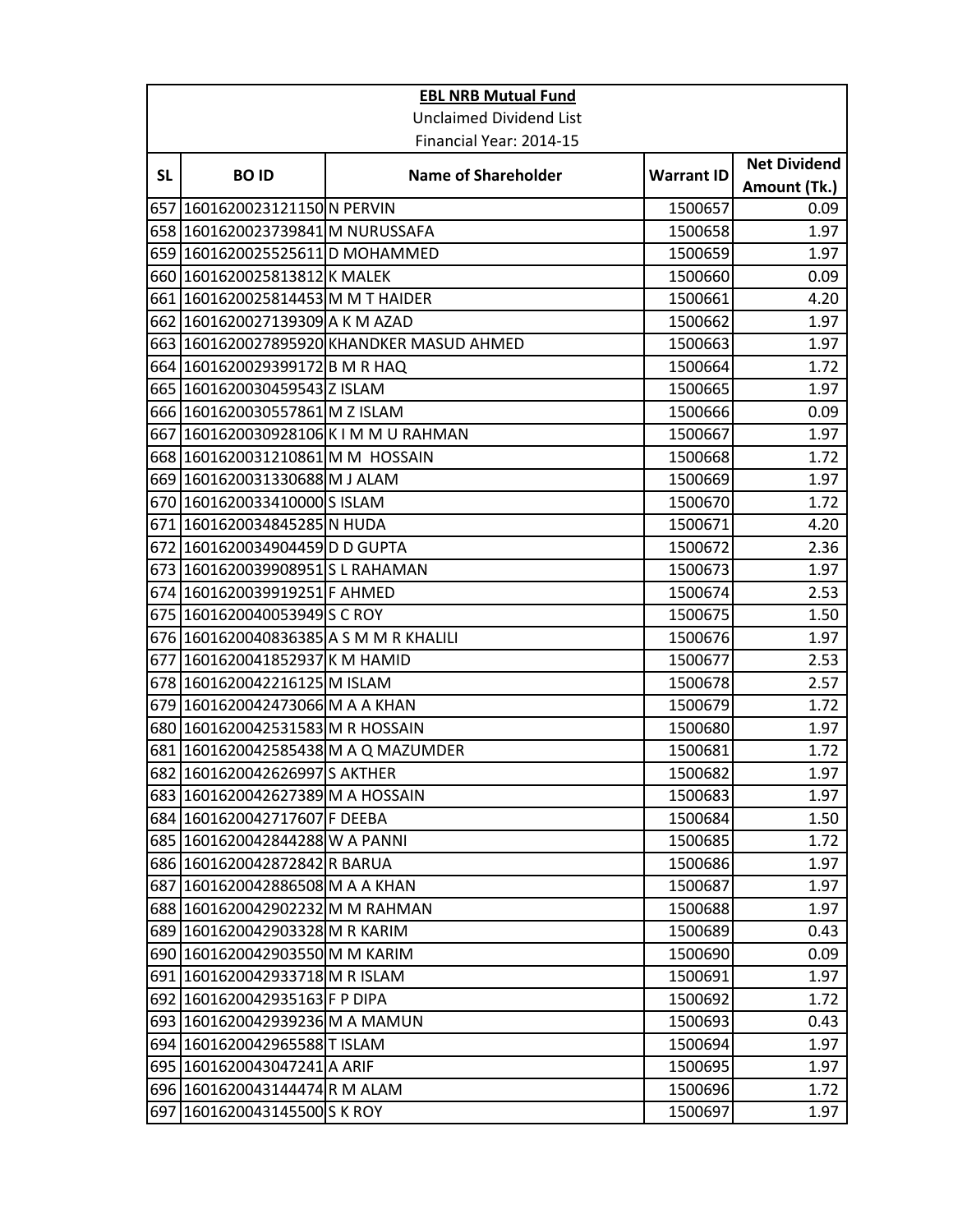**EBL NRB Mutual Fund**

Unclaimed Dividend List

Financial Year: 2014-15

| SL | BO ID | Name of Shareholder | Warrant ID | Net Dividend Amount (Tk.) |
|---|---|---|---|---|
| 657 | 1601620023121150 | N PERVIN | 1500657 | 0.09 |
| 658 | 1601620023739841 | M NURUSSAFA | 1500658 | 1.97 |
| 659 | 1601620025525611 | D MOHAMMED | 1500659 | 1.97 |
| 660 | 1601620025813812 | K MALEK | 1500660 | 0.09 |
| 661 | 1601620025814453 | M M T HAIDER | 1500661 | 4.20 |
| 662 | 1601620027139309 | A K M AZAD | 1500662 | 1.97 |
| 663 | 1601620027895920 | KHANDKER MASUD AHMED | 1500663 | 1.97 |
| 664 | 1601620029399172 | B M R HAQ | 1500664 | 1.72 |
| 665 | 1601620030459543 | Z ISLAM | 1500665 | 1.97 |
| 666 | 1601620030557861 | M Z ISLAM | 1500666 | 0.09 |
| 667 | 1601620030928106 | K I M M U RAHMAN | 1500667 | 1.97 |
| 668 | 1601620031210861 | M M HOSSAIN | 1500668 | 1.72 |
| 669 | 1601620031330688 | M J ALAM | 1500669 | 1.97 |
| 670 | 1601620033410000 | S ISLAM | 1500670 | 1.72 |
| 671 | 1601620034845285 | N HUDA | 1500671 | 4.20 |
| 672 | 1601620034904459 | D D GUPTA | 1500672 | 2.36 |
| 673 | 1601620039908951 | S L RAHAMAN | 1500673 | 1.97 |
| 674 | 1601620039919251 | F AHMED | 1500674 | 2.53 |
| 675 | 1601620040053949 | S C ROY | 1500675 | 1.50 |
| 676 | 1601620040836385 | A S M M R KHALILI | 1500676 | 1.97 |
| 677 | 1601620041852937 | K M HAMID | 1500677 | 2.53 |
| 678 | 1601620042216125 | M ISLAM | 1500678 | 2.57 |
| 679 | 1601620042473066 | M A A KHAN | 1500679 | 1.72 |
| 680 | 1601620042531583 | M R HOSSAIN | 1500680 | 1.97 |
| 681 | 1601620042585438 | M A Q MAZUMDER | 1500681 | 1.72 |
| 682 | 1601620042626997 | S AKTHER | 1500682 | 1.97 |
| 683 | 1601620042627389 | M A HOSSAIN | 1500683 | 1.97 |
| 684 | 1601620042717607 | F DEEBA | 1500684 | 1.50 |
| 685 | 1601620042844288 | W A PANNI | 1500685 | 1.72 |
| 686 | 1601620042872842 | R BARUA | 1500686 | 1.97 |
| 687 | 1601620042886508 | M A A KHAN | 1500687 | 1.97 |
| 688 | 1601620042902232 | M M RAHMAN | 1500688 | 1.97 |
| 689 | 1601620042903328 | M R KARIM | 1500689 | 0.43 |
| 690 | 1601620042903550 | M M KARIM | 1500690 | 0.09 |
| 691 | 1601620042933718 | M R ISLAM | 1500691 | 1.97 |
| 692 | 1601620042935163 | F P DIPA | 1500692 | 1.72 |
| 693 | 1601620042939236 | M A MAMUN | 1500693 | 0.43 |
| 694 | 1601620042965588 | T ISLAM | 1500694 | 1.97 |
| 695 | 1601620043047241 | A ARIF | 1500695 | 1.97 |
| 696 | 1601620043144474 | R M ALAM | 1500696 | 1.72 |
| 697 | 1601620043145500 | S K ROY | 1500697 | 1.97 |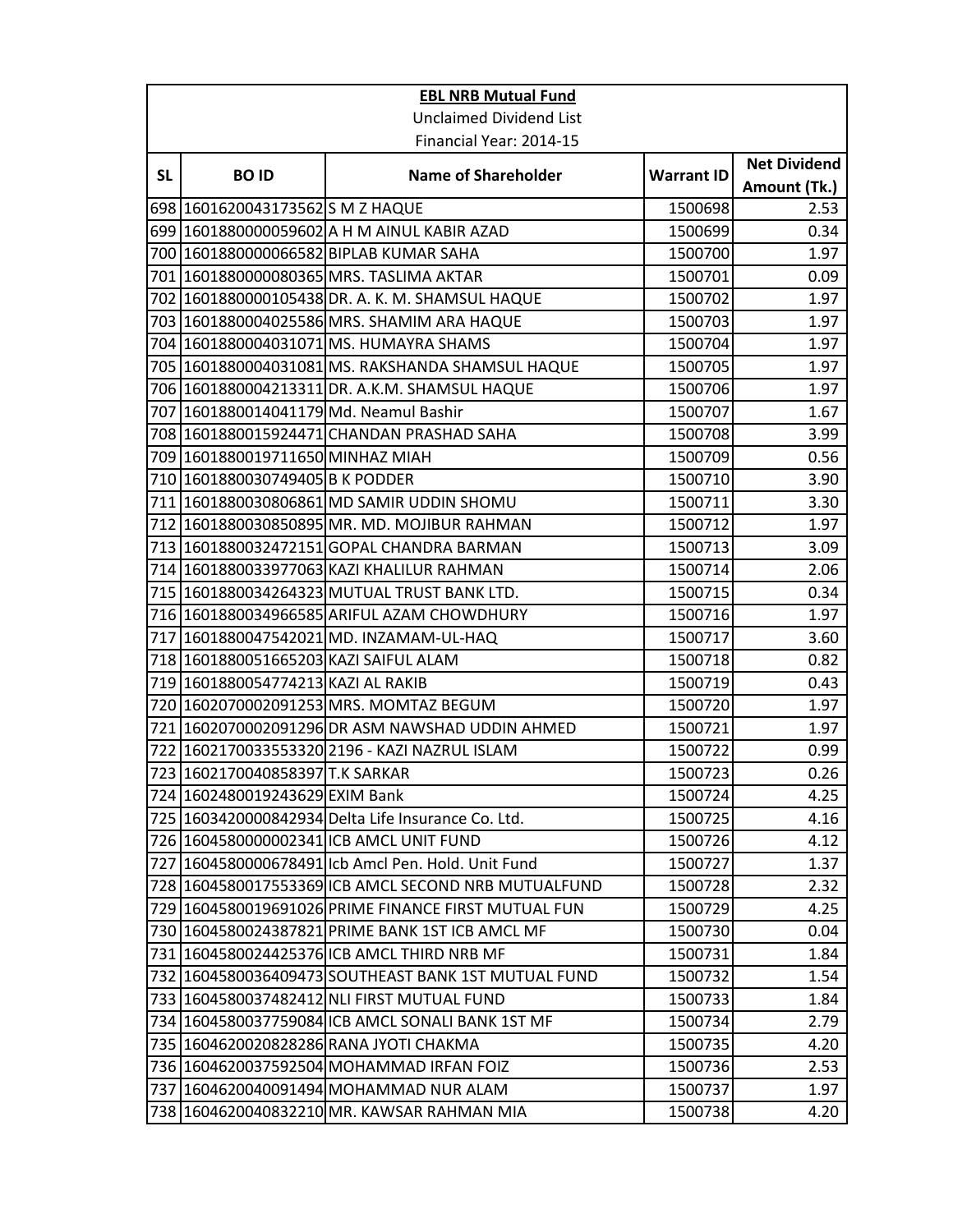**EBL NRB Mutual Fund**

Unclaimed Dividend List

Financial Year: 2014-15

| SL | BO ID | Name of Shareholder | Warrant ID | Net Dividend Amount (Tk.) |
|---|---|---|---|---|
| 698 | 1601620043173562 | S M Z HAQUE | 1500698 | 2.53 |
| 699 | 1601880000059602 | A H M AINUL KABIR AZAD | 1500699 | 0.34 |
| 700 | 1601880000066582 | BIPLAB KUMAR SAHA | 1500700 | 1.97 |
| 701 | 1601880000080365 | MRS. TASLIMA AKTAR | 1500701 | 0.09 |
| 702 | 1601880000105438 | DR. A. K. M. SHAMSUL HAQUE | 1500702 | 1.97 |
| 703 | 1601880004025586 | MRS. SHAMIM ARA HAQUE | 1500703 | 1.97 |
| 704 | 1601880004031071 | MS. HUMAYRA SHAMS | 1500704 | 1.97 |
| 705 | 1601880004031081 | MS. RAKSHANDA SHAMSUL HAQUE | 1500705 | 1.97 |
| 706 | 1601880004213311 | DR. A.K.M. SHAMSUL HAQUE | 1500706 | 1.97 |
| 707 | 1601880014041179 | Md. Neamul Bashir | 1500707 | 1.67 |
| 708 | 1601880015924471 | CHANDAN PRASHAD SAHA | 1500708 | 3.99 |
| 709 | 1601880019711650 | MINHAZ MIAH | 1500709 | 0.56 |
| 710 | 1601880030749405 | B K PODDER | 1500710 | 3.90 |
| 711 | 1601880030806861 | MD SAMIR UDDIN SHOMU | 1500711 | 3.30 |
| 712 | 1601880030850895 | MR. MD. MOJIBUR RAHMAN | 1500712 | 1.97 |
| 713 | 1601880032472151 | GOPAL CHANDRA BARMAN | 1500713 | 3.09 |
| 714 | 1601880033977063 | KAZI KHALILUR RAHMAN | 1500714 | 2.06 |
| 715 | 1601880034264323 | MUTUAL TRUST BANK LTD. | 1500715 | 0.34 |
| 716 | 1601880034966585 | ARIFUL AZAM CHOWDHURY | 1500716 | 1.97 |
| 717 | 1601880047542021 | MD. INZAMAM-UL-HAQ | 1500717 | 3.60 |
| 718 | 1601880051665203 | KAZI SAIFUL ALAM | 1500718 | 0.82 |
| 719 | 1601880054774213 | KAZI AL RAKIB | 1500719 | 0.43 |
| 720 | 1602070002091253 | MRS. MOMTAZ BEGUM | 1500720 | 1.97 |
| 721 | 1602070002091296 | DR ASM NAWSHAD UDDIN AHMED | 1500721 | 1.97 |
| 722 | 1602170033553320 | 2196 - KAZI NAZRUL ISLAM | 1500722 | 0.99 |
| 723 | 1602170040858397 | T.K SARKAR | 1500723 | 0.26 |
| 724 | 1602480019243629 | EXIM Bank | 1500724 | 4.25 |
| 725 | 1603420000842934 | Delta Life Insurance Co. Ltd. | 1500725 | 4.16 |
| 726 | 1604580000002341 | ICB AMCL UNIT FUND | 1500726 | 4.12 |
| 727 | 1604580000678491 | Icb Amcl Pen. Hold. Unit Fund | 1500727 | 1.37 |
| 728 | 1604580017553369 | ICB AMCL SECOND NRB MUTUALFUND | 1500728 | 2.32 |
| 729 | 1604580019691026 | PRIME FINANCE FIRST MUTUAL FUN | 1500729 | 4.25 |
| 730 | 1604580024387821 | PRIME BANK 1ST ICB AMCL MF | 1500730 | 0.04 |
| 731 | 1604580024425376 | ICB AMCL THIRD NRB MF | 1500731 | 1.84 |
| 732 | 1604580036409473 | SOUTHEAST BANK 1ST MUTUAL FUND | 1500732 | 1.54 |
| 733 | 1604580037482412 | NLI FIRST MUTUAL FUND | 1500733 | 1.84 |
| 734 | 1604580037759084 | ICB AMCL SONALI BANK 1ST MF | 1500734 | 2.79 |
| 735 | 1604620020828286 | RANA JYOTI CHAKMA | 1500735 | 4.20 |
| 736 | 1604620037592504 | MOHAMMAD IRFAN FOIZ | 1500736 | 2.53 |
| 737 | 1604620040091494 | MOHAMMAD NUR ALAM | 1500737 | 1.97 |
| 738 | 1604620040832210 | MR. KAWSAR RAHMAN MIA | 1500738 | 4.20 |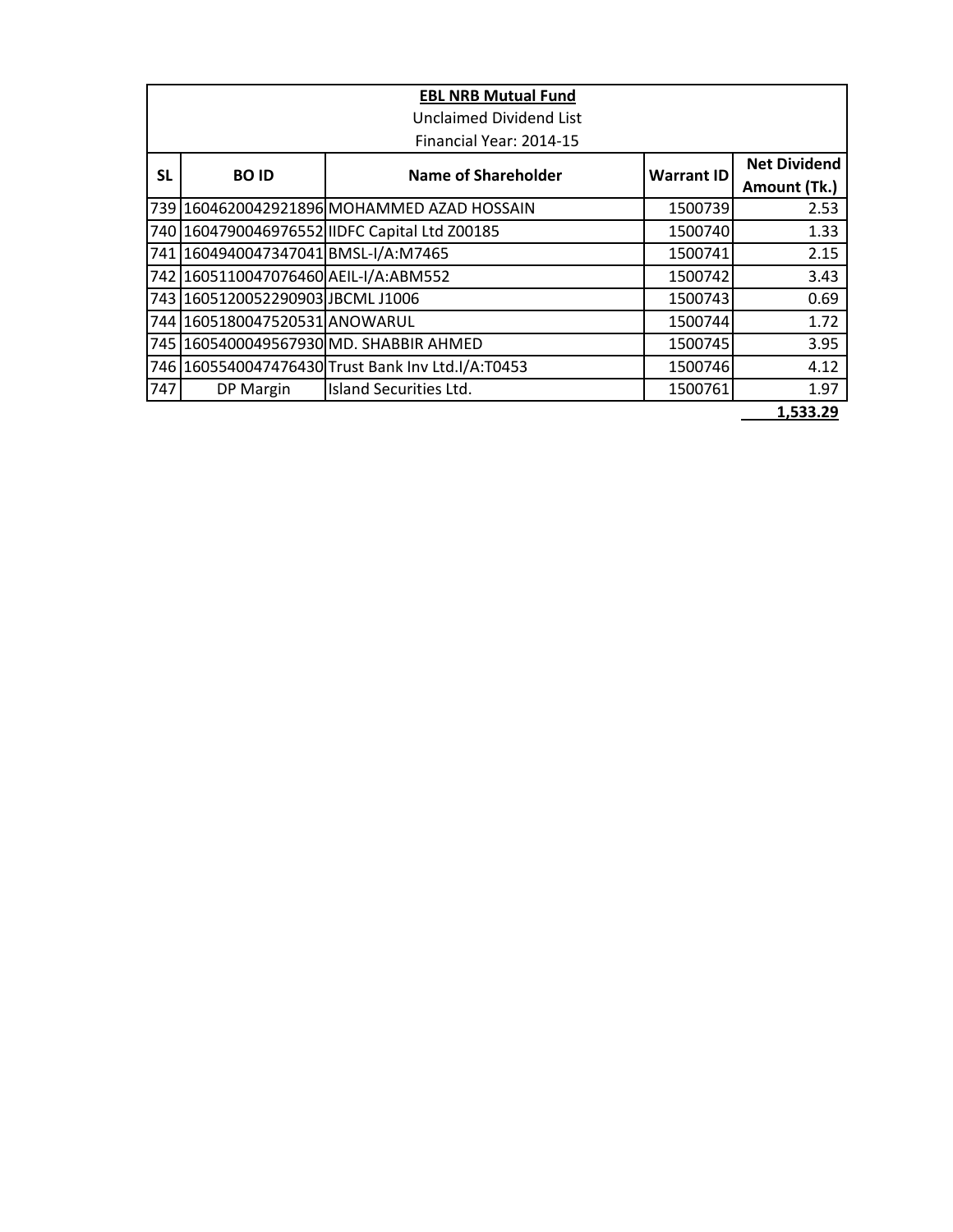**EBL NRB Mutual Fund**

Unclaimed Dividend List

Financial Year: 2014-15

| SL | BO ID | Name of Shareholder | Warrant ID | Net Dividend Amount (Tk.) |
|---|---|---|---|---|
| 739 | 1604620042921896 | MOHAMMED AZAD HOSSAIN | 1500739 | 2.53 |
| 740 | 1604790046976552 | IIDFC Capital Ltd Z00185 | 1500740 | 1.33 |
| 741 | 1604940047347041 | BMSL-I/A:M7465 | 1500741 | 2.15 |
| 742 | 1605110047076460 | AEIL-I/A:ABM552 | 1500742 | 3.43 |
| 743 | 1605120052290903 | JBCML J1006 | 1500743 | 0.69 |
| 744 | 1605180047520531 | ANOWARUL | 1500744 | 1.72 |
| 745 | 1605400049567930 | MD. SHABBIR AHMED | 1500745 | 3.95 |
| 746 | 1605540047476430 | Trust Bank Inv Ltd.I/A:T0453 | 1500746 | 4.12 |
| 747 | DP Margin | Island Securities Ltd. | 1500761 | 1.97 |
| | | | | **1,533.29** |